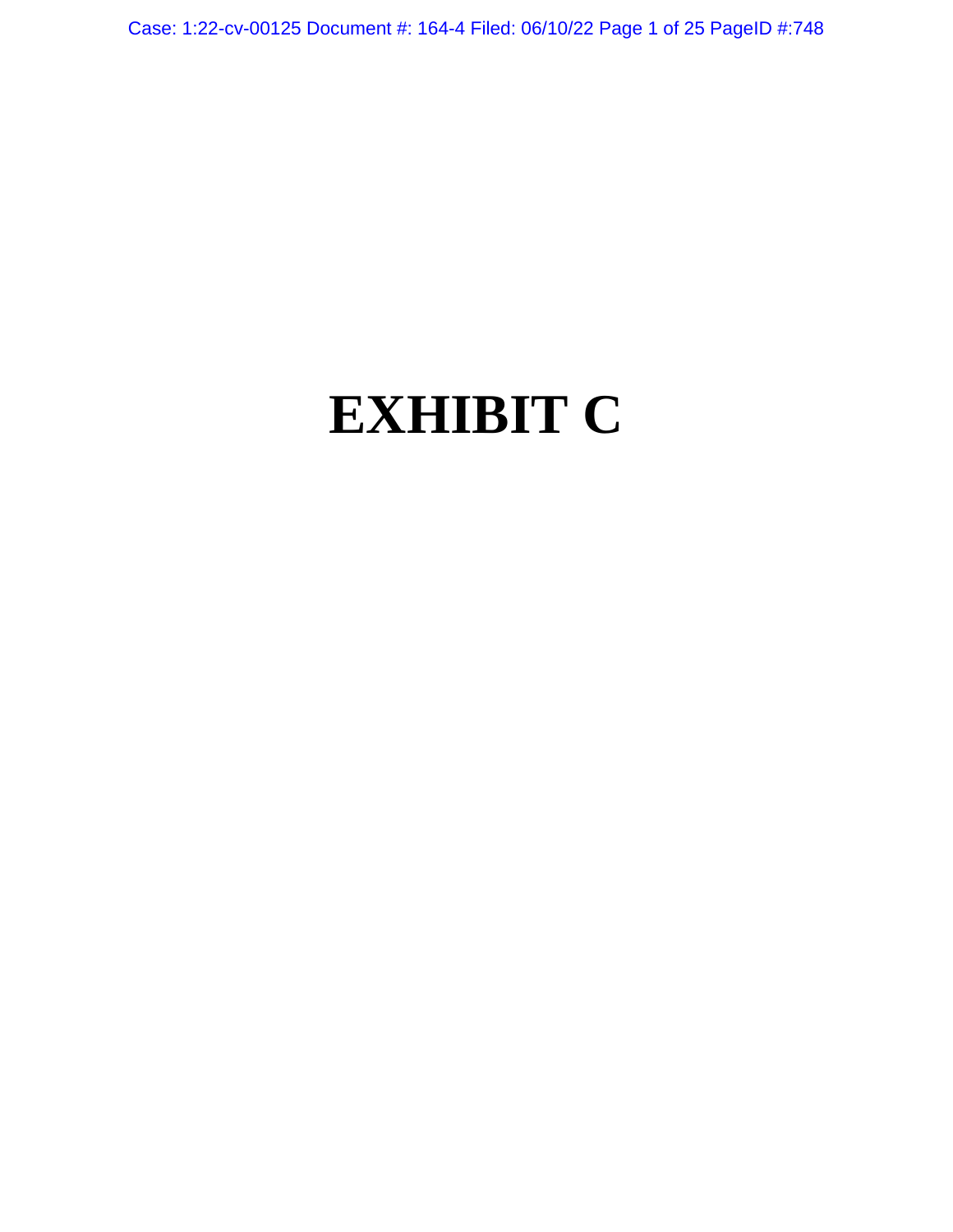# EXHIBIT C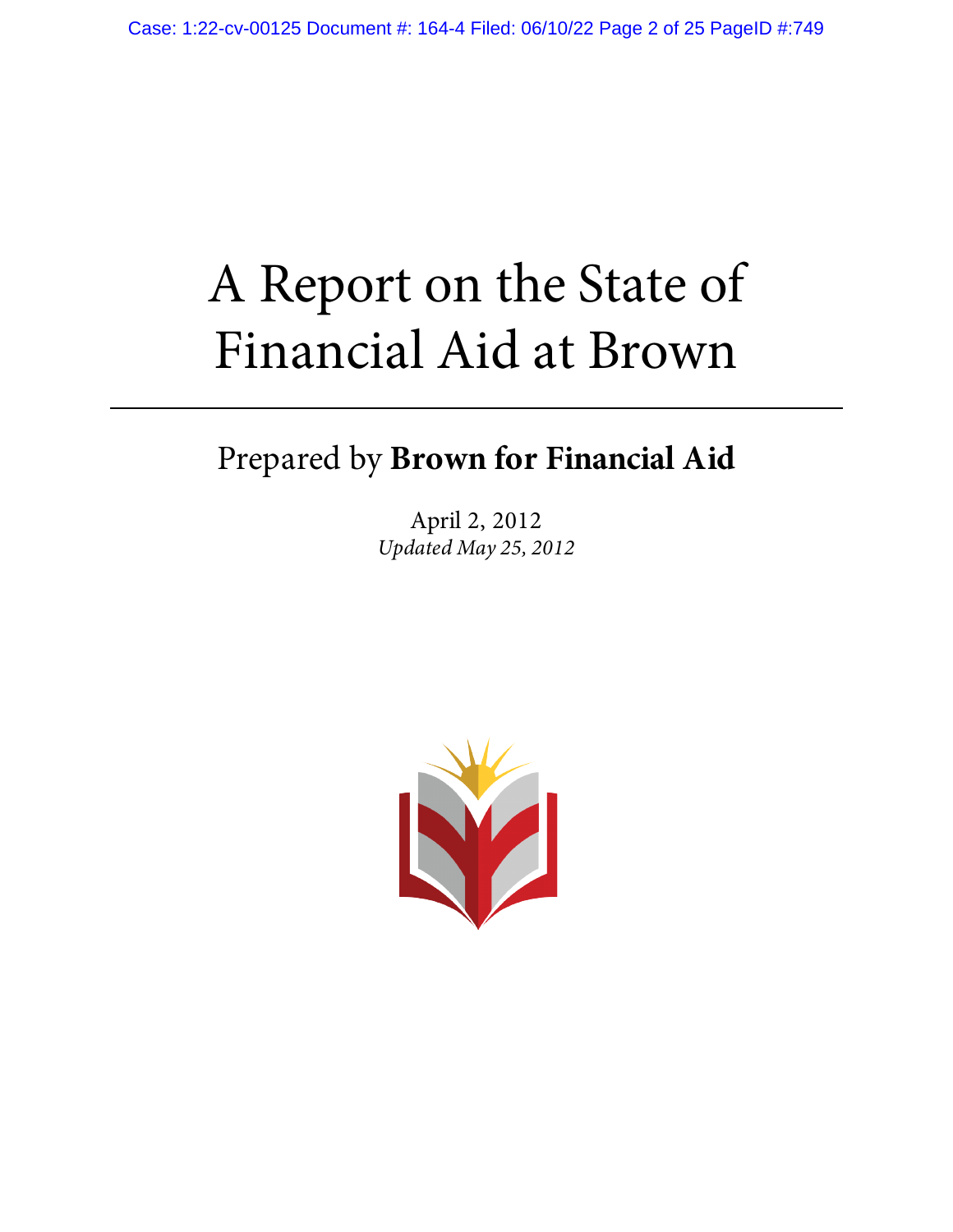# A Report on the State of Financial Aid at Brown

Prepared by **Brown for Financial Aid**

April 2, 2012

*Updated May 25, 2012*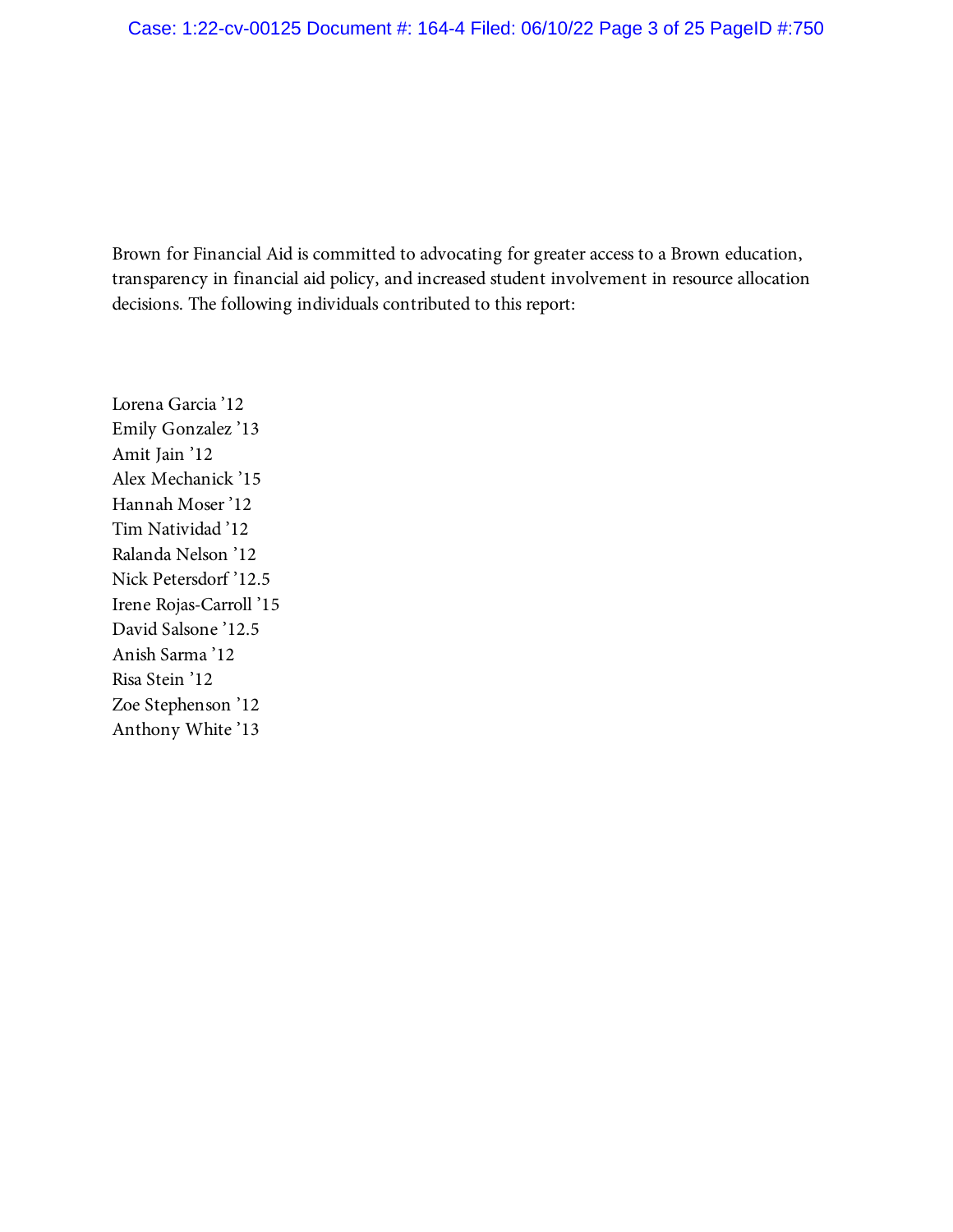Brown for Financial Aid is committed to advocating for greater access to a Brown education, transparency in financial aid policy, and increased student involvement in resource allocation decisions. The following individuals contributed to this report:

Lorena Garcia '12
Emily Gonzalez '13
Amit Jain '12
Alex Mechanick '15
Hannah Moser '12
Tim Natividad '12
Ralanda Nelson '12
Nick Petersdorf '12.5
Irene Rojas-Carroll '15
David Salsone '12.5
Anish Sarma '12
Risa Stein '12
Zoe Stephenson '12
Anthony White '13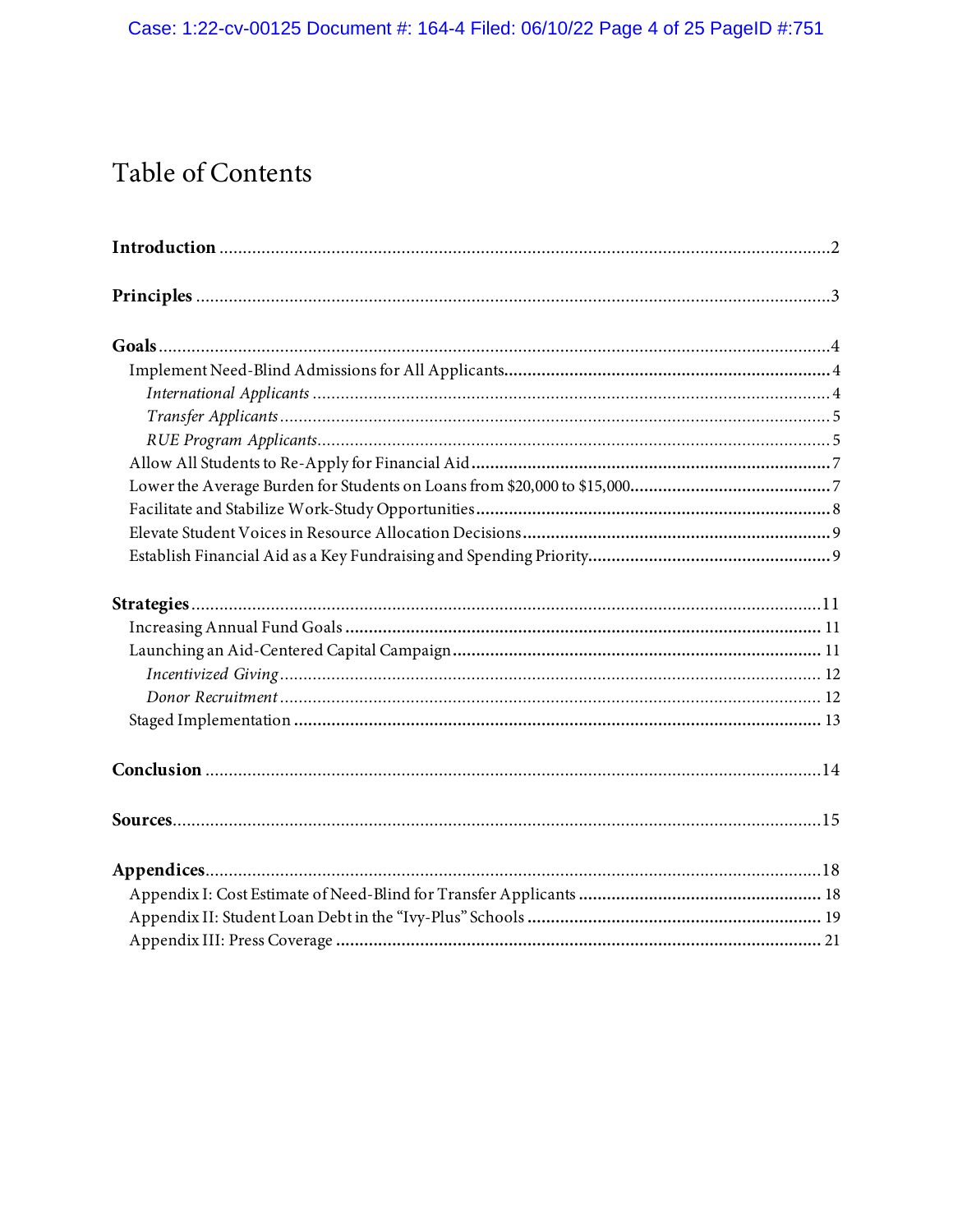# Table of Contents

**Introduction** .......... 2

**Principles** .......... 3

**Goals** .......... 4

- Implement Need-Blind Admissions for All Applicants .......... 4
  - *International Applicants* .......... 4
  - *Transfer Applicants* .......... 5
  - *RUE Program Applicants* .......... 5
- Allow All Students to Re-Apply for Financial Aid .......... 7
- Lower the Average Burden for Students on Loans from $20,000 to $15,000 .......... 7
- Facilitate and Stabilize Work-Study Opportunities .......... 8
- Elevate Student Voices in Resource Allocation Decisions .......... 9
- Establish Financial Aid as a Key Fundraising and Spending Priority .......... 9

**Strategies** .......... 11

- Increasing Annual Fund Goals .......... 11
- Launching an Aid-Centered Capital Campaign .......... 11
  - *Incentivized Giving* .......... 12
  - *Donor Recruitment* .......... 12
- Staged Implementation .......... 13

**Conclusion** .......... 14

**Sources** .......... 15

**Appendices** .......... 18

- Appendix I: Cost Estimate of Need-Blind for Transfer Applicants .......... 18
- Appendix II: Student Loan Debt in the "Ivy-Plus" Schools .......... 19
- Appendix III: Press Coverage .......... 21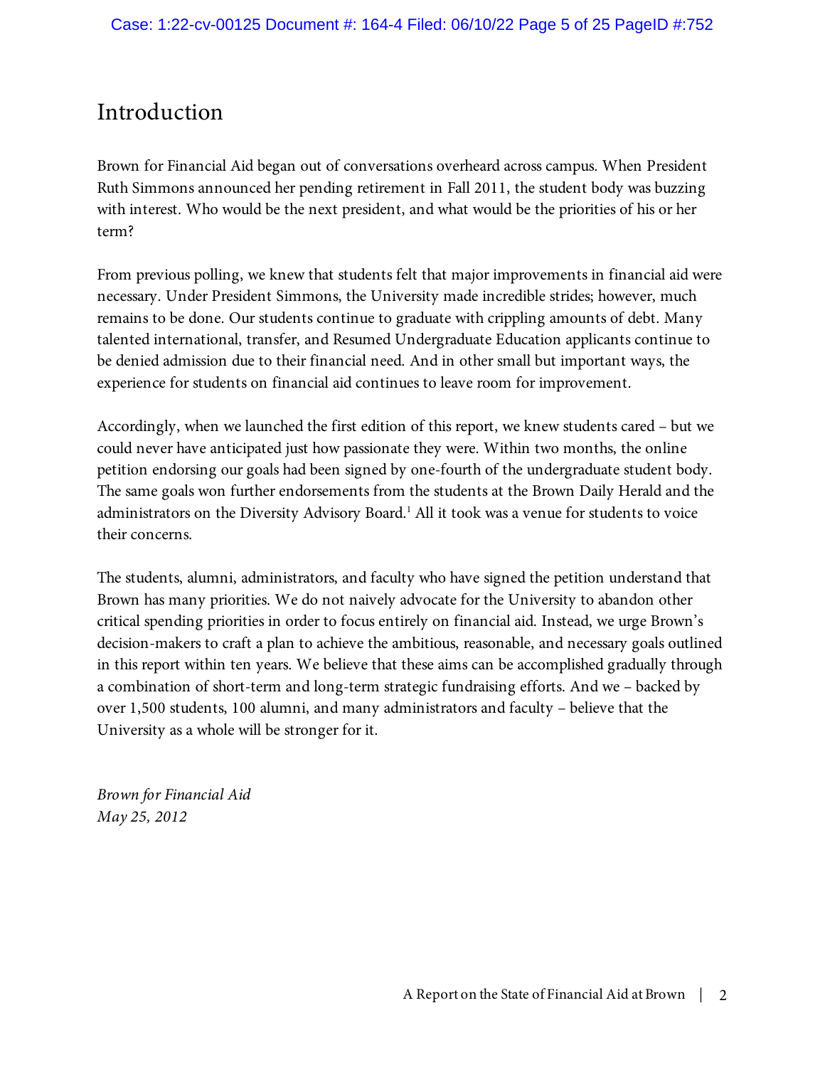# Introduction

Brown for Financial Aid began out of conversations overheard across campus. When President Ruth Simmons announced her pending retirement in Fall 2011, the student body was buzzing with interest. Who would be the next president, and what would be the priorities of his or her term?

From previous polling, we knew that students felt that major improvements in financial aid were necessary. Under President Simmons, the University made incredible strides; however, much remains to be done. Our students continue to graduate with crippling amounts of debt. Many talented international, transfer, and Resumed Undergraduate Education applicants continue to be denied admission due to their financial need. And in other small but important ways, the experience for students on financial aid continues to leave room for improvement.

Accordingly, when we launched the first edition of this report, we knew students cared – but we could never have anticipated just how passionate they were. Within two months, the online petition endorsing our goals had been signed by one-fourth of the undergraduate student body. The same goals won further endorsements from the students at the Brown Daily Herald and the administrators on the Diversity Advisory Board.[1] All it took was a venue for students to voice their concerns.

The students, alumni, administrators, and faculty who have signed the petition understand that Brown has many priorities. We do not naively advocate for the University to abandon other critical spending priorities in order to focus entirely on financial aid. Instead, we urge Brown's decision-makers to craft a plan to achieve the ambitious, reasonable, and necessary goals outlined in this report within ten years. We believe that these aims can be accomplished gradually through a combination of short-term and long-term strategic fundraising efforts. And we – backed by over 1,500 students, 100 alumni, and many administrators and faculty – believe that the University as a whole will be stronger for it.

*Brown for Financial Aid*
*May 25, 2012*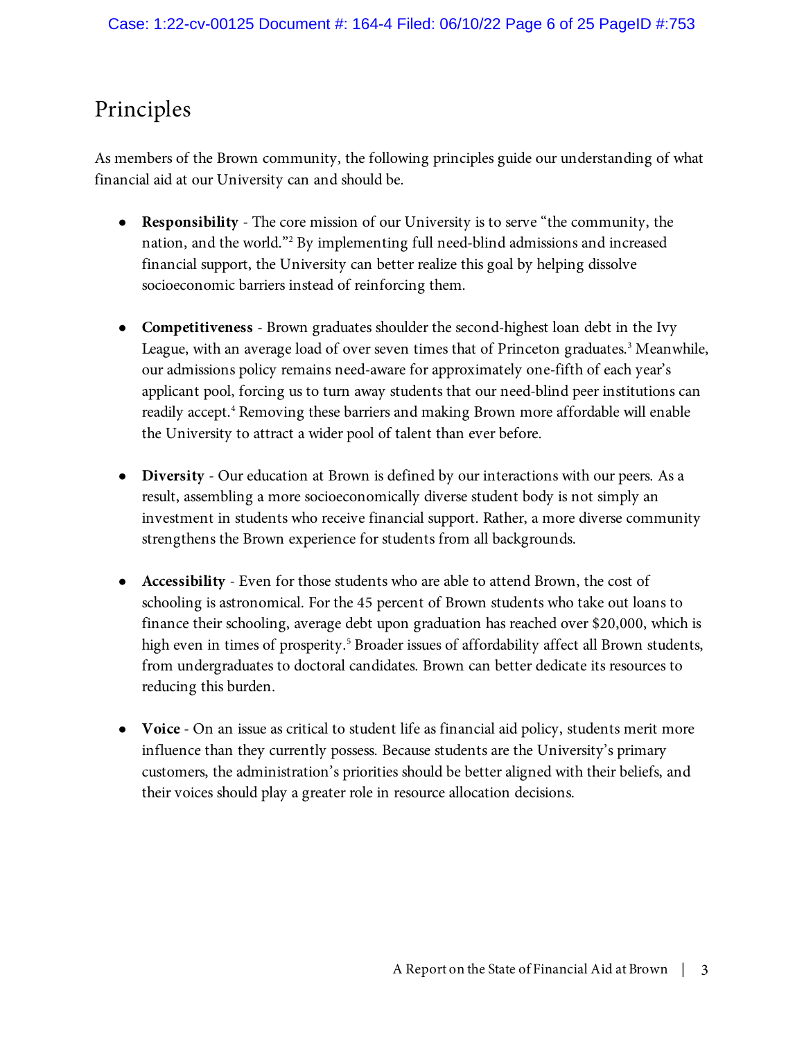# Principles

As members of the Brown community, the following principles guide our understanding of what financial aid at our University can and should be.

- **Responsibility** - The core mission of our University is to serve "the community, the nation, and the world."[2] By implementing full need-blind admissions and increased financial support, the University can better realize this goal by helping dissolve socioeconomic barriers instead of reinforcing them.

- **Competitiveness** - Brown graduates shoulder the second-highest loan debt in the Ivy League, with an average load of over seven times that of Princeton graduates.[3] Meanwhile, our admissions policy remains need-aware for approximately one-fifth of each year's applicant pool, forcing us to turn away students that our need-blind peer institutions can readily accept.[4] Removing these barriers and making Brown more affordable will enable the University to attract a wider pool of talent than ever before.

- **Diversity** - Our education at Brown is defined by our interactions with our peers. As a result, assembling a more socioeconomically diverse student body is not simply an investment in students who receive financial support. Rather, a more diverse community strengthens the Brown experience for students from all backgrounds.

- **Accessibility** - Even for those students who are able to attend Brown, the cost of schooling is astronomical. For the 45 percent of Brown students who take out loans to finance their schooling, average debt upon graduation has reached over $20,000, which is high even in times of prosperity.[5] Broader issues of affordability affect all Brown students, from undergraduates to doctoral candidates. Brown can better dedicate its resources to reducing this burden.

- **Voice** - On an issue as critical to student life as financial aid policy, students merit more influence than they currently possess. Because students are the University's primary customers, the administration's priorities should be better aligned with their beliefs, and their voices should play a greater role in resource allocation decisions.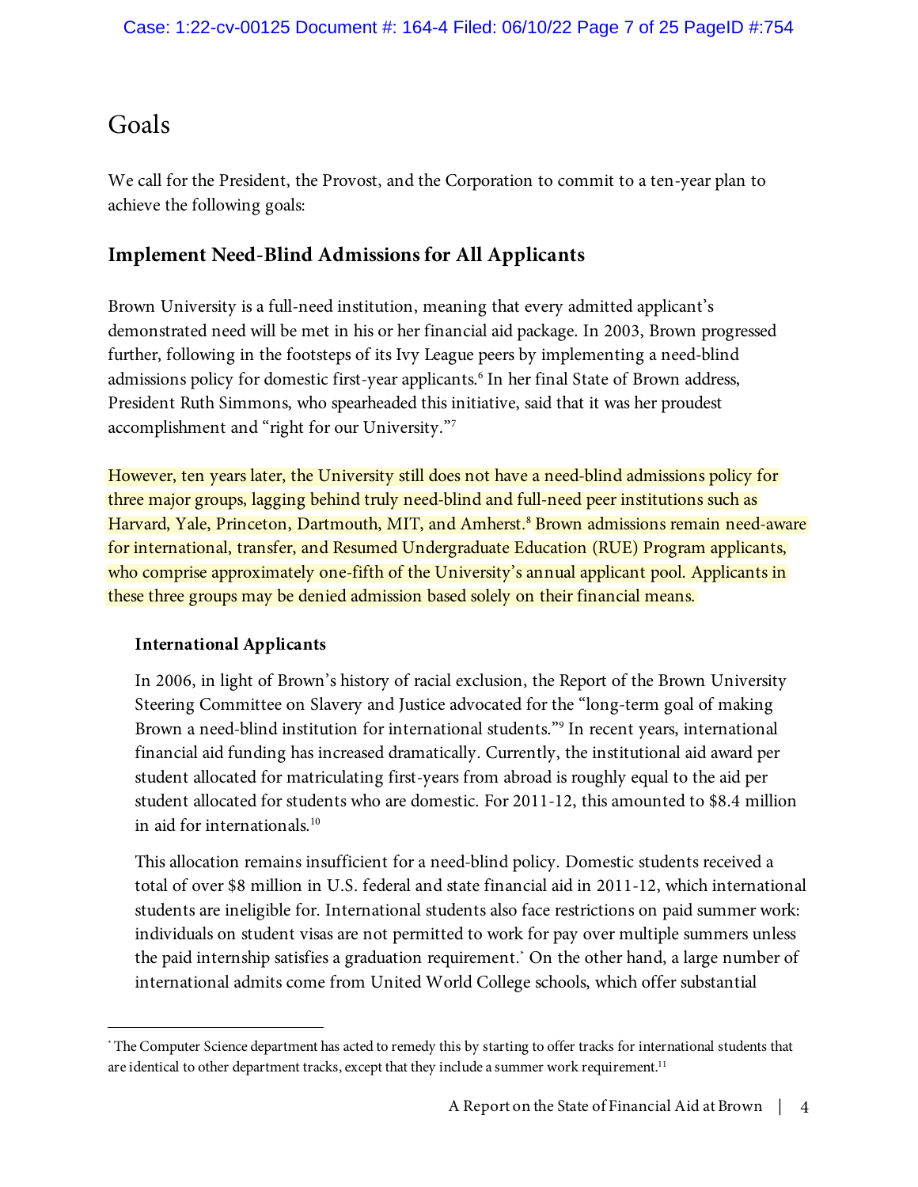# Goals

We call for the President, the Provost, and the Corporation to commit to a ten-year plan to achieve the following goals:

## Implement Need-Blind Admissions for All Applicants

Brown University is a full-need institution, meaning that every admitted applicant's demonstrated need will be met in his or her financial aid package. In 2003, Brown progressed further, following in the footsteps of its Ivy League peers by implementing a need-blind admissions policy for domestic first-year applicants.[6] In her final State of Brown address, President Ruth Simmons, who spearheaded this initiative, said that it was her proudest accomplishment and "right for our University."[7]

However, ten years later, the University still does not have a need-blind admissions policy for three major groups, lagging behind truly need-blind and full-need peer institutions such as Harvard, Yale, Princeton, Dartmouth, MIT, and Amherst.[8] Brown admissions remain need-aware for international, transfer, and Resumed Undergraduate Education (RUE) Program applicants, who comprise approximately one-fifth of the University's annual applicant pool. Applicants in these three groups may be denied admission based solely on their financial means.

### International Applicants

In 2006, in light of Brown's history of racial exclusion, the Report of the Brown University Steering Committee on Slavery and Justice advocated for the "long-term goal of making Brown a need-blind institution for international students."[9] In recent years, international financial aid funding has increased dramatically. Currently, the institutional aid award per student allocated for matriculating first-years from abroad is roughly equal to the aid per student allocated for students who are domestic. For 2011-12, this amounted to $8.4 million in aid for internationals.[10]

This allocation remains insufficient for a need-blind policy. Domestic students received a total of over $8 million in U.S. federal and state financial aid in 2011-12, which international students are ineligible for. International students also face restrictions on paid summer work: individuals on student visas are not permitted to work for pay over multiple summers unless the paid internship satisfies a graduation requirement.* On the other hand, a large number of international admits come from United World College schools, which offer substantial

---

* The Computer Science department has acted to remedy this by starting to offer tracks for international students that are identical to other department tracks, except that they include a summer work requirement.[11]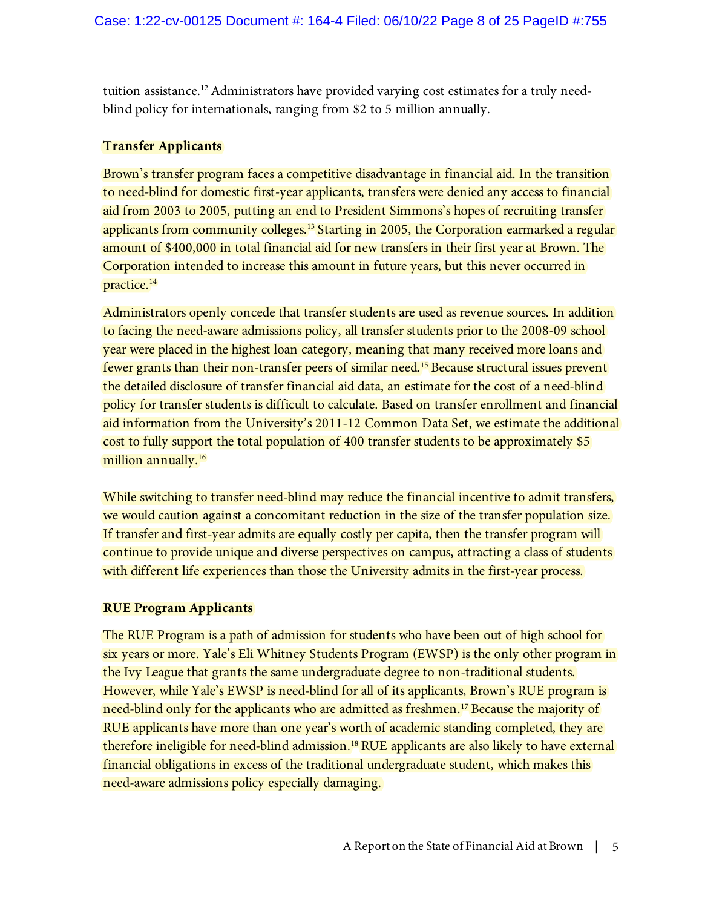tuition assistance.[12] Administrators have provided varying cost estimates for a truly need-blind policy for internationals, ranging from $2 to 5 million annually.

**Transfer Applicants**

Brown's transfer program faces a competitive disadvantage in financial aid. In the transition to need-blind for domestic first-year applicants, transfers were denied any access to financial aid from 2003 to 2005, putting an end to President Simmons's hopes of recruiting transfer applicants from community colleges.[13] Starting in 2005, the Corporation earmarked a regular amount of $400,000 in total financial aid for new transfers in their first year at Brown. The Corporation intended to increase this amount in future years, but this never occurred in practice.[14]

Administrators openly concede that transfer students are used as revenue sources. In addition to facing the need-aware admissions policy, all transfer students prior to the 2008-09 school year were placed in the highest loan category, meaning that many received more loans and fewer grants than their non-transfer peers of similar need.[15] Because structural issues prevent the detailed disclosure of transfer financial aid data, an estimate for the cost of a need-blind policy for transfer students is difficult to calculate. Based on transfer enrollment and financial aid information from the University's 2011-12 Common Data Set, we estimate the additional cost to fully support the total population of 400 transfer students to be approximately $5 million annually.[16]

While switching to transfer need-blind may reduce the financial incentive to admit transfers, we would caution against a concomitant reduction in the size of the transfer population size. If transfer and first-year admits are equally costly per capita, then the transfer program will continue to provide unique and diverse perspectives on campus, attracting a class of students with different life experiences than those the University admits in the first-year process.

**RUE Program Applicants**

The RUE Program is a path of admission for students who have been out of high school for six years or more. Yale's Eli Whitney Students Program (EWSP) is the only other program in the Ivy League that grants the same undergraduate degree to non-traditional students. However, while Yale's EWSP is need-blind for all of its applicants, Brown's RUE program is need-blind only for the applicants who are admitted as freshmen.[17] Because the majority of RUE applicants have more than one year's worth of academic standing completed, they are therefore ineligible for need-blind admission.[18] RUE applicants are also likely to have external financial obligations in excess of the traditional undergraduate student, which makes this need-aware admissions policy especially damaging.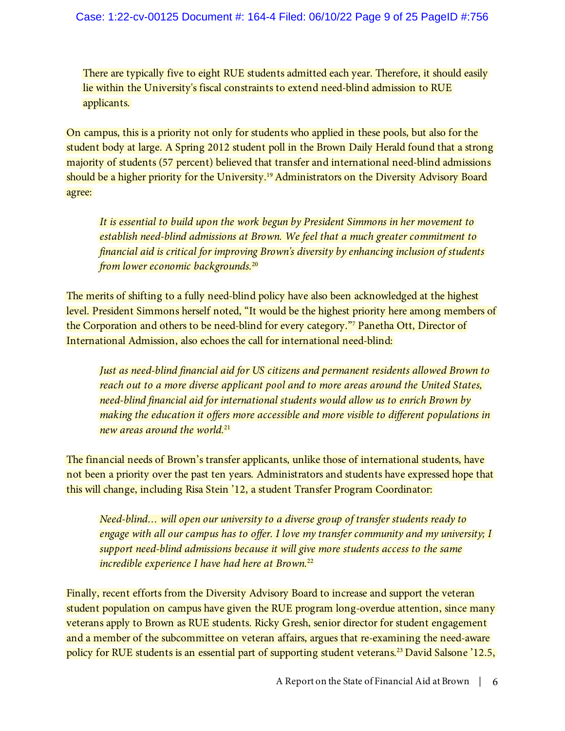> There are typically five to eight RUE students admitted each year. Therefore, it should easily lie within the University's fiscal constraints to extend need-blind admission to RUE applicants.

On campus, this is a priority not only for students who applied in these pools, but also for the student body at large. A Spring 2012 student poll in the Brown Daily Herald found that a strong majority of students (57 percent) believed that transfer and international need-blind admissions should be a higher priority for the University.[19] Administrators on the Diversity Advisory Board agree:

> *It is essential to build upon the work begun by President Simmons in her movement to establish need-blind admissions at Brown. We feel that a much greater commitment to financial aid is critical for improving Brown's diversity by enhancing inclusion of students from lower economic backgrounds.*[20]

The merits of shifting to a fully need-blind policy have also been acknowledged at the highest level. President Simmons herself noted, "It would be the highest priority here among members of the Corporation and others to be need-blind for every category."[7] Panetha Ott, Director of International Admission, also echoes the call for international need-blind:

> *Just as need-blind financial aid for US citizens and permanent residents allowed Brown to reach out to a more diverse applicant pool and to more areas around the United States, need-blind financial aid for international students would allow us to enrich Brown by making the education it offers more accessible and more visible to different populations in new areas around the world.*[21]

The financial needs of Brown's transfer applicants, unlike those of international students, have not been a priority over the past ten years. Administrators and students have expressed hope that this will change, including Risa Stein '12, a student Transfer Program Coordinator:

> *Need-blind… will open our university to a diverse group of transfer students ready to engage with all our campus has to offer. I love my transfer community and my university; I support need-blind admissions because it will give more students access to the same incredible experience I have had here at Brown.*[22]

Finally, recent efforts from the Diversity Advisory Board to increase and support the veteran student population on campus have given the RUE program long-overdue attention, since many veterans apply to Brown as RUE students. Ricky Gresh, senior director for student engagement and a member of the subcommittee on veteran affairs, argues that re-examining the need-aware policy for RUE students is an essential part of supporting student veterans.[23] David Salsone '12.5,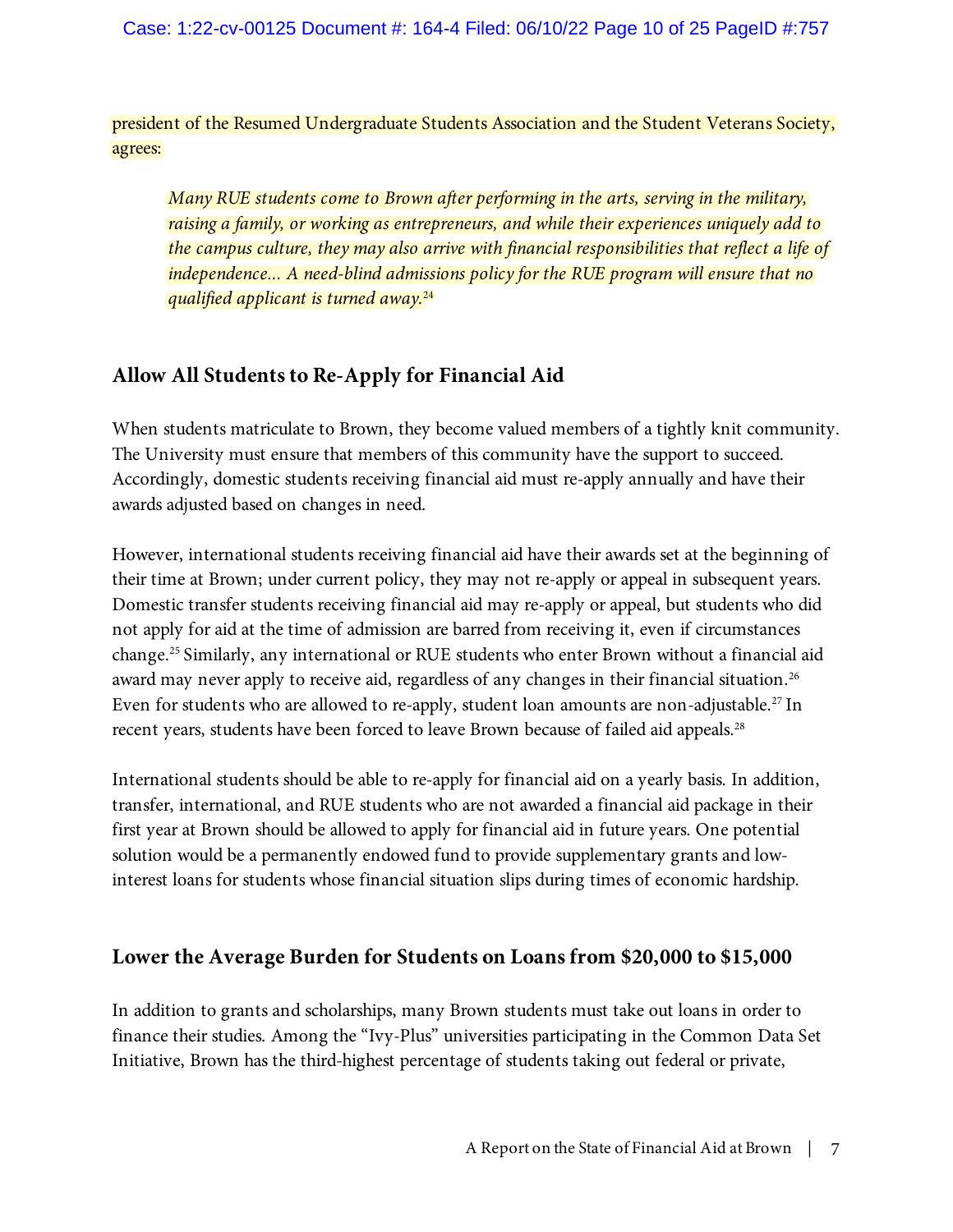president of the Resumed Undergraduate Students Association and the Student Veterans Society, agrees:

> *Many RUE students come to Brown after performing in the arts, serving in the military, raising a family, or working as entrepreneurs, and while their experiences uniquely add to the campus culture, they may also arrive with financial responsibilities that reflect a life of independence... A need-blind admissions policy for the RUE program will ensure that no qualified applicant is turned away.*[24]

## Allow All Students to Re-Apply for Financial Aid

When students matriculate to Brown, they become valued members of a tightly knit community. The University must ensure that members of this community have the support to succeed. Accordingly, domestic students receiving financial aid must re-apply annually and have their awards adjusted based on changes in need.

However, international students receiving financial aid have their awards set at the beginning of their time at Brown; under current policy, they may not re-apply or appeal in subsequent years. Domestic transfer students receiving financial aid may re-apply or appeal, but students who did not apply for aid at the time of admission are barred from receiving it, even if circumstances change.[25] Similarly, any international or RUE students who enter Brown without a financial aid award may never apply to receive aid, regardless of any changes in their financial situation.[26] Even for students who are allowed to re-apply, student loan amounts are non-adjustable.[27] In recent years, students have been forced to leave Brown because of failed aid appeals.[28]

International students should be able to re-apply for financial aid on a yearly basis. In addition, transfer, international, and RUE students who are not awarded a financial aid package in their first year at Brown should be allowed to apply for financial aid in future years. One potential solution would be a permanently endowed fund to provide supplementary grants and low-interest loans for students whose financial situation slips during times of economic hardship.

## Lower the Average Burden for Students on Loans from $20,000 to $15,000

In addition to grants and scholarships, many Brown students must take out loans in order to finance their studies. Among the "Ivy-Plus" universities participating in the Common Data Set Initiative, Brown has the third-highest percentage of students taking out federal or private,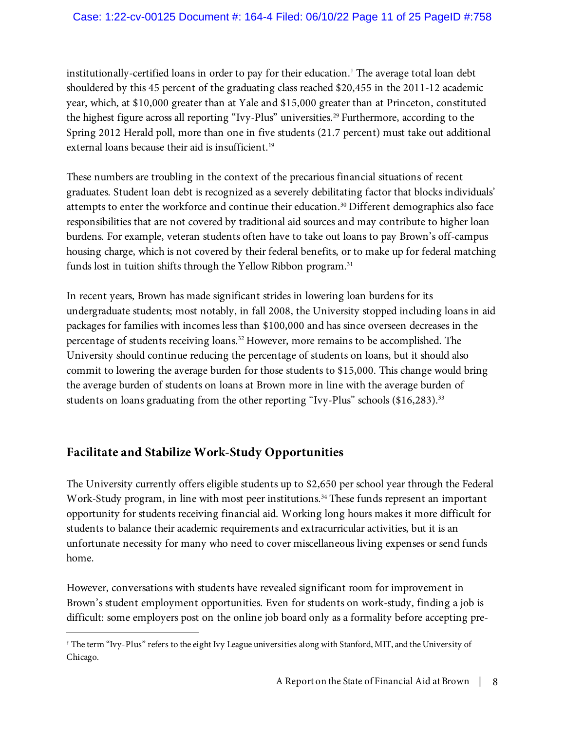institutionally-certified loans in order to pay for their education.[†] The average total loan debt shouldered by this 45 percent of the graduating class reached $20,455 in the 2011-12 academic year, which, at $10,000 greater than at Yale and $15,000 greater than at Princeton, constituted the highest figure across all reporting "Ivy-Plus" universities.[29] Furthermore, according to the Spring 2012 Herald poll, more than one in five students (21.7 percent) must take out additional external loans because their aid is insufficient.[19]

These numbers are troubling in the context of the precarious financial situations of recent graduates. Student loan debt is recognized as a severely debilitating factor that blocks individuals' attempts to enter the workforce and continue their education.[30] Different demographics also face responsibilities that are not covered by traditional aid sources and may contribute to higher loan burdens. For example, veteran students often have to take out loans to pay Brown's off-campus housing charge, which is not covered by their federal benefits, or to make up for federal matching funds lost in tuition shifts through the Yellow Ribbon program.[31]

In recent years, Brown has made significant strides in lowering loan burdens for its undergraduate students; most notably, in fall 2008, the University stopped including loans in aid packages for families with incomes less than $100,000 and has since overseen decreases in the percentage of students receiving loans.[32] However, more remains to be accomplished. The University should continue reducing the percentage of students on loans, but it should also commit to lowering the average burden for those students to $15,000. This change would bring the average burden of students on loans at Brown more in line with the average burden of students on loans graduating from the other reporting "Ivy-Plus" schools ($16,283).[33]

## Facilitate and Stabilize Work-Study Opportunities

The University currently offers eligible students up to $2,650 per school year through the Federal Work-Study program, in line with most peer institutions.[34] These funds represent an important opportunity for students receiving financial aid. Working long hours makes it more difficult for students to balance their academic requirements and extracurricular activities, but it is an unfortunate necessity for many who need to cover miscellaneous living expenses or send funds home.

However, conversations with students have revealed significant room for improvement in Brown's student employment opportunities. Even for students on work-study, finding a job is difficult: some employers post on the online job board only as a formality before accepting pre-

[†] The term "Ivy-Plus" refers to the eight Ivy League universities along with Stanford, MIT, and the University of Chicago.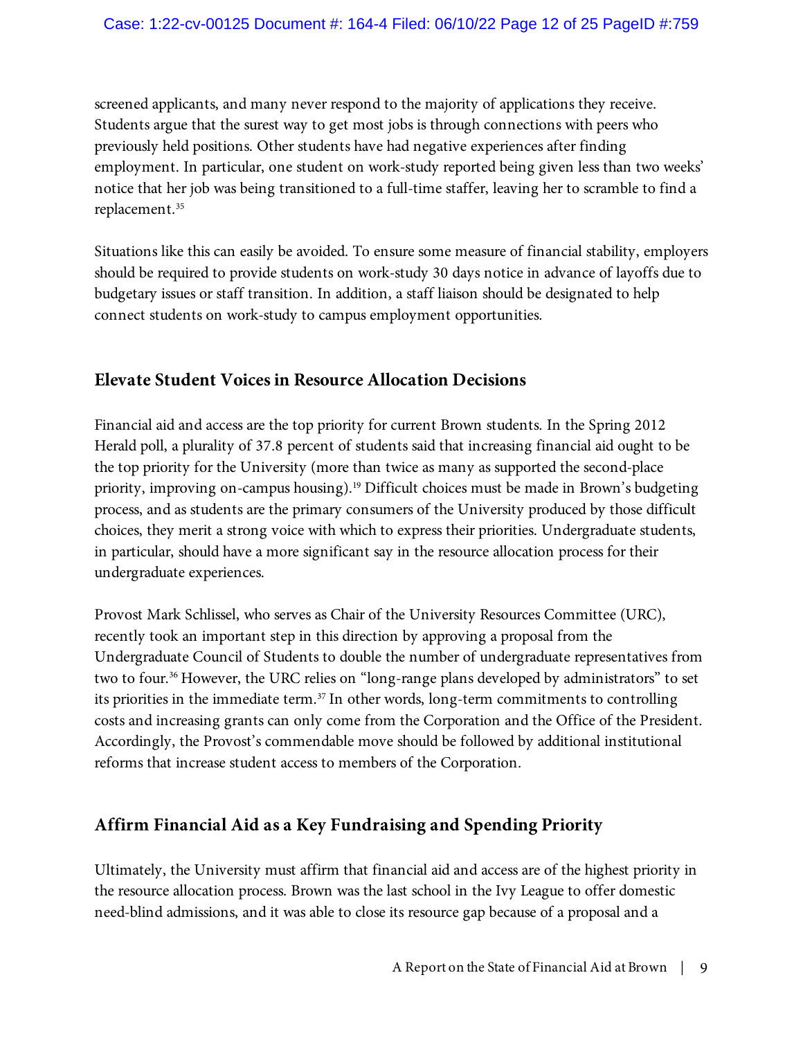screened applicants, and many never respond to the majority of applications they receive. Students argue that the surest way to get most jobs is through connections with peers who previously held positions. Other students have had negative experiences after finding employment. In particular, one student on work-study reported being given less than two weeks' notice that her job was being transitioned to a full-time staffer, leaving her to scramble to find a replacement.[35]

Situations like this can easily be avoided. To ensure some measure of financial stability, employers should be required to provide students on work-study 30 days notice in advance of layoffs due to budgetary issues or staff transition. In addition, a staff liaison should be designated to help connect students on work-study to campus employment opportunities.

## Elevate Student Voices in Resource Allocation Decisions

Financial aid and access are the top priority for current Brown students. In the Spring 2012 Herald poll, a plurality of 37.8 percent of students said that increasing financial aid ought to be the top priority for the University (more than twice as many as supported the second-place priority, improving on-campus housing).[19] Difficult choices must be made in Brown's budgeting process, and as students are the primary consumers of the University produced by those difficult choices, they merit a strong voice with which to express their priorities. Undergraduate students, in particular, should have a more significant say in the resource allocation process for their undergraduate experiences.

Provost Mark Schlissel, who serves as Chair of the University Resources Committee (URC), recently took an important step in this direction by approving a proposal from the Undergraduate Council of Students to double the number of undergraduate representatives from two to four.[36] However, the URC relies on "long-range plans developed by administrators" to set its priorities in the immediate term.[37] In other words, long-term commitments to controlling costs and increasing grants can only come from the Corporation and the Office of the President. Accordingly, the Provost's commendable move should be followed by additional institutional reforms that increase student access to members of the Corporation.

## Affirm Financial Aid as a Key Fundraising and Spending Priority

Ultimately, the University must affirm that financial aid and access are of the highest priority in the resource allocation process. Brown was the last school in the Ivy League to offer domestic need-blind admissions, and it was able to close its resource gap because of a proposal and a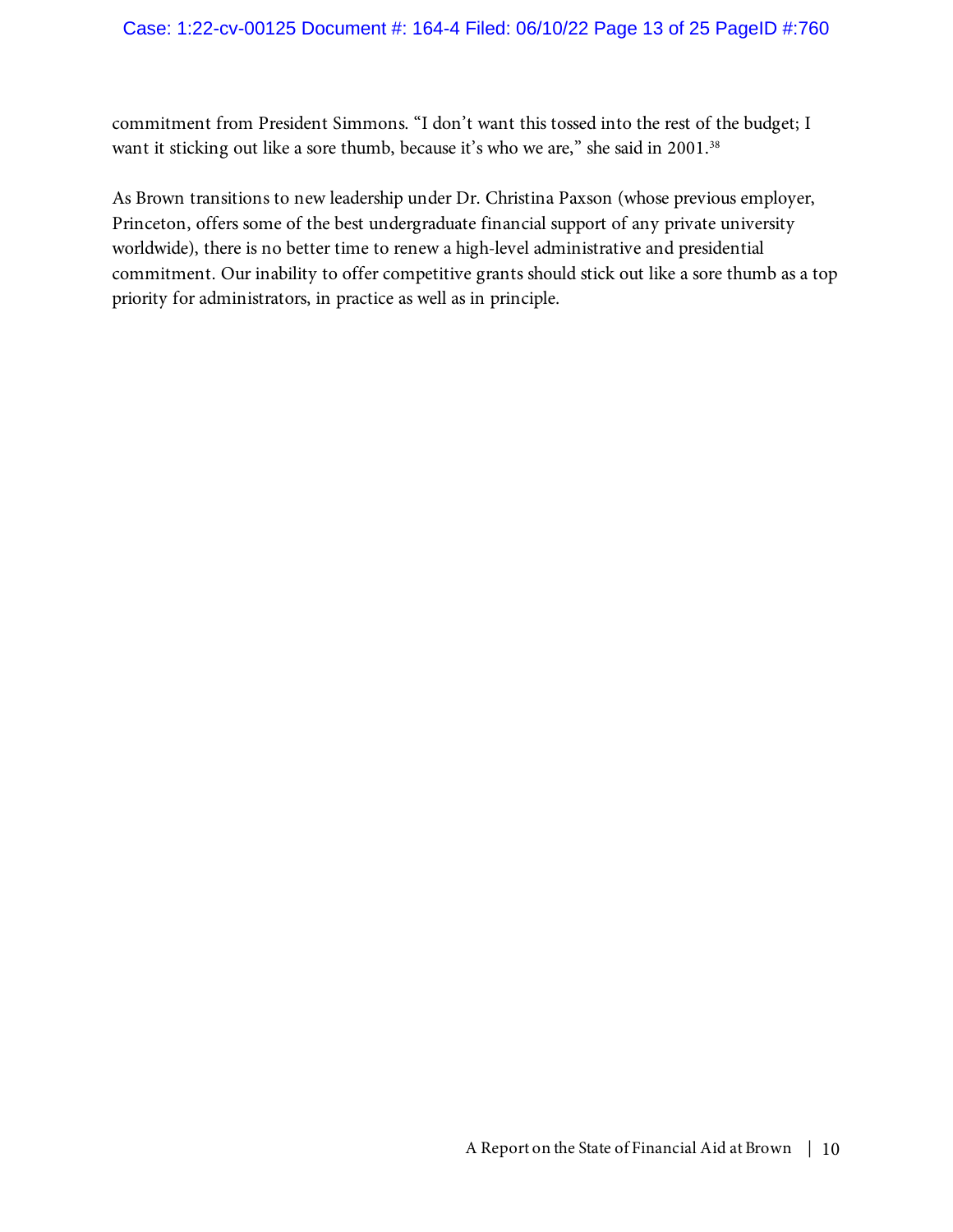commitment from President Simmons. "I don't want this tossed into the rest of the budget; I want it sticking out like a sore thumb, because it's who we are," she said in 2001.[38]

As Brown transitions to new leadership under Dr. Christina Paxson (whose previous employer, Princeton, offers some of the best undergraduate financial support of any private university worldwide), there is no better time to renew a high-level administrative and presidential commitment. Our inability to offer competitive grants should stick out like a sore thumb as a top priority for administrators, in practice as well as in principle.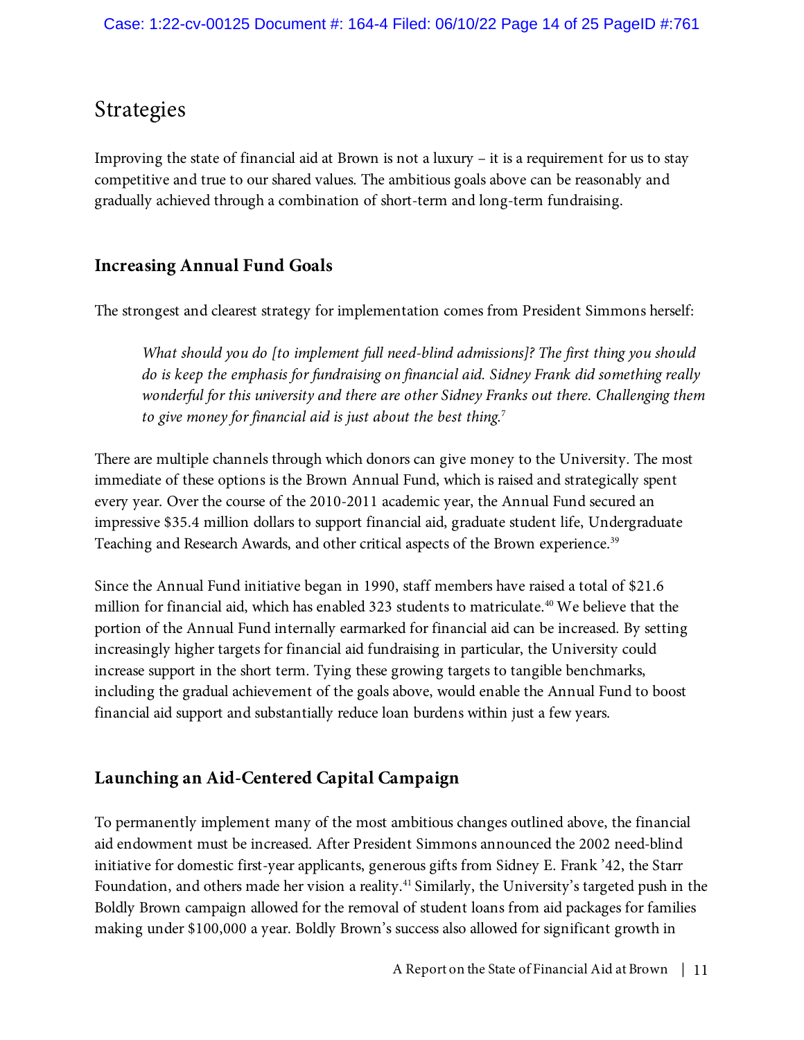## Strategies

Improving the state of financial aid at Brown is not a luxury – it is a requirement for us to stay competitive and true to our shared values. The ambitious goals above can be reasonably and gradually achieved through a combination of short-term and long-term fundraising.

### Increasing Annual Fund Goals

The strongest and clearest strategy for implementation comes from President Simmons herself:

> *What should you do [to implement full need-blind admissions]? The first thing you should do is keep the emphasis for fundraising on financial aid. Sidney Frank did something really wonderful for this university and there are other Sidney Franks out there. Challenging them to give money for financial aid is just about the best thing.*[7]

There are multiple channels through which donors can give money to the University. The most immediate of these options is the Brown Annual Fund, which is raised and strategically spent every year. Over the course of the 2010-2011 academic year, the Annual Fund secured an impressive $35.4 million dollars to support financial aid, graduate student life, Undergraduate Teaching and Research Awards, and other critical aspects of the Brown experience.[39]

Since the Annual Fund initiative began in 1990, staff members have raised a total of $21.6 million for financial aid, which has enabled 323 students to matriculate.[40] We believe that the portion of the Annual Fund internally earmarked for financial aid can be increased. By setting increasingly higher targets for financial aid fundraising in particular, the University could increase support in the short term. Tying these growing targets to tangible benchmarks, including the gradual achievement of the goals above, would enable the Annual Fund to boost financial aid support and substantially reduce loan burdens within just a few years.

### Launching an Aid-Centered Capital Campaign

To permanently implement many of the most ambitious changes outlined above, the financial aid endowment must be increased. After President Simmons announced the 2002 need-blind initiative for domestic first-year applicants, generous gifts from Sidney E. Frank '42, the Starr Foundation, and others made her vision a reality.[41] Similarly, the University's targeted push in the Boldly Brown campaign allowed for the removal of student loans from aid packages for families making under $100,000 a year. Boldly Brown's success also allowed for significant growth in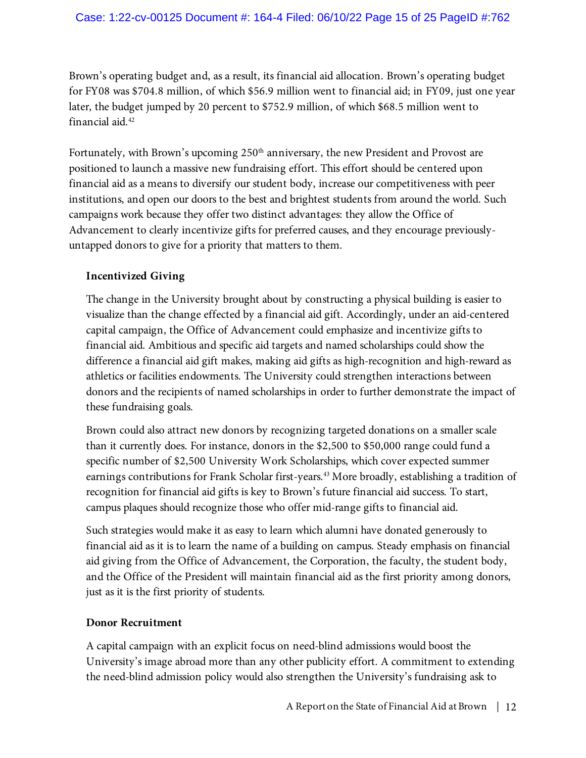Brown's operating budget and, as a result, its financial aid allocation. Brown's operating budget for FY08 was $704.8 million, of which $56.9 million went to financial aid; in FY09, just one year later, the budget jumped by 20 percent to $752.9 million, of which $68.5 million went to financial aid.[42]

Fortunately, with Brown's upcoming 250th anniversary, the new President and Provost are positioned to launch a massive new fundraising effort. This effort should be centered upon financial aid as a means to diversify our student body, increase our competitiveness with peer institutions, and open our doors to the best and brightest students from around the world. Such campaigns work because they offer two distinct advantages: they allow the Office of Advancement to clearly incentivize gifts for preferred causes, and they encourage previously-untapped donors to give for a priority that matters to them.

### Incentivized Giving

The change in the University brought about by constructing a physical building is easier to visualize than the change effected by a financial aid gift. Accordingly, under an aid-centered capital campaign, the Office of Advancement could emphasize and incentivize gifts to financial aid. Ambitious and specific aid targets and named scholarships could show the difference a financial aid gift makes, making aid gifts as high-recognition and high-reward as athletics or facilities endowments. The University could strengthen interactions between donors and the recipients of named scholarships in order to further demonstrate the impact of these fundraising goals.

Brown could also attract new donors by recognizing targeted donations on a smaller scale than it currently does. For instance, donors in the $2,500 to $50,000 range could fund a specific number of $2,500 University Work Scholarships, which cover expected summer earnings contributions for Frank Scholar first-years.[43] More broadly, establishing a tradition of recognition for financial aid gifts is key to Brown's future financial aid success. To start, campus plaques should recognize those who offer mid-range gifts to financial aid.

Such strategies would make it as easy to learn which alumni have donated generously to financial aid as it is to learn the name of a building on campus. Steady emphasis on financial aid giving from the Office of Advancement, the Corporation, the faculty, the student body, and the Office of the President will maintain financial aid as the first priority among donors, just as it is the first priority of students.

### Donor Recruitment

A capital campaign with an explicit focus on need-blind admissions would boost the University's image abroad more than any other publicity effort. A commitment to extending the need-blind admission policy would also strengthen the University's fundraising ask to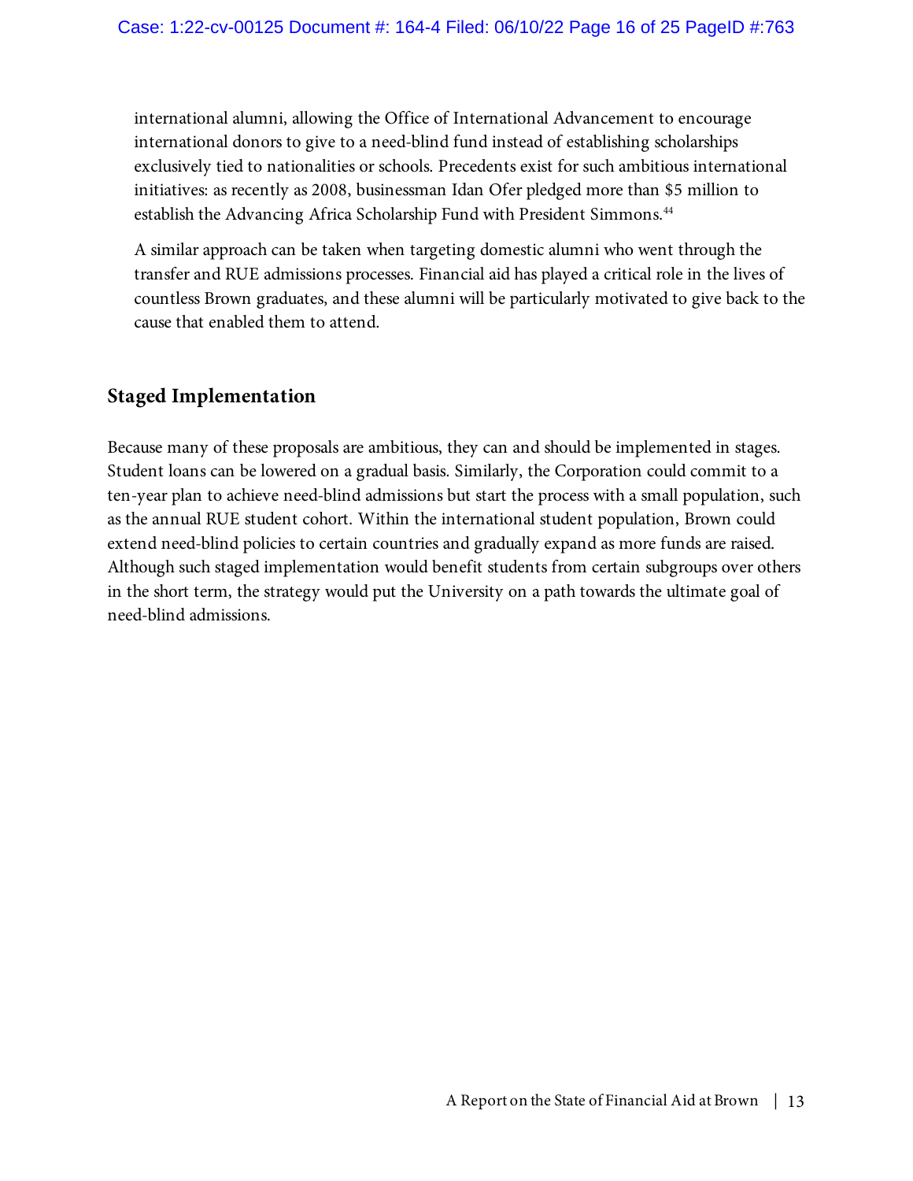international alumni, allowing the Office of International Advancement to encourage international donors to give to a need-blind fund instead of establishing scholarships exclusively tied to nationalities or schools. Precedents exist for such ambitious international initiatives: as recently as 2008, businessman Idan Ofer pledged more than $5 million to establish the Advancing Africa Scholarship Fund with President Simmons.[44]

A similar approach can be taken when targeting domestic alumni who went through the transfer and RUE admissions processes. Financial aid has played a critical role in the lives of countless Brown graduates, and these alumni will be particularly motivated to give back to the cause that enabled them to attend.

## Staged Implementation

Because many of these proposals are ambitious, they can and should be implemented in stages. Student loans can be lowered on a gradual basis. Similarly, the Corporation could commit to a ten-year plan to achieve need-blind admissions but start the process with a small population, such as the annual RUE student cohort. Within the international student population, Brown could extend need-blind policies to certain countries and gradually expand as more funds are raised. Although such staged implementation would benefit students from certain subgroups over others in the short term, the strategy would put the University on a path towards the ultimate goal of need-blind admissions.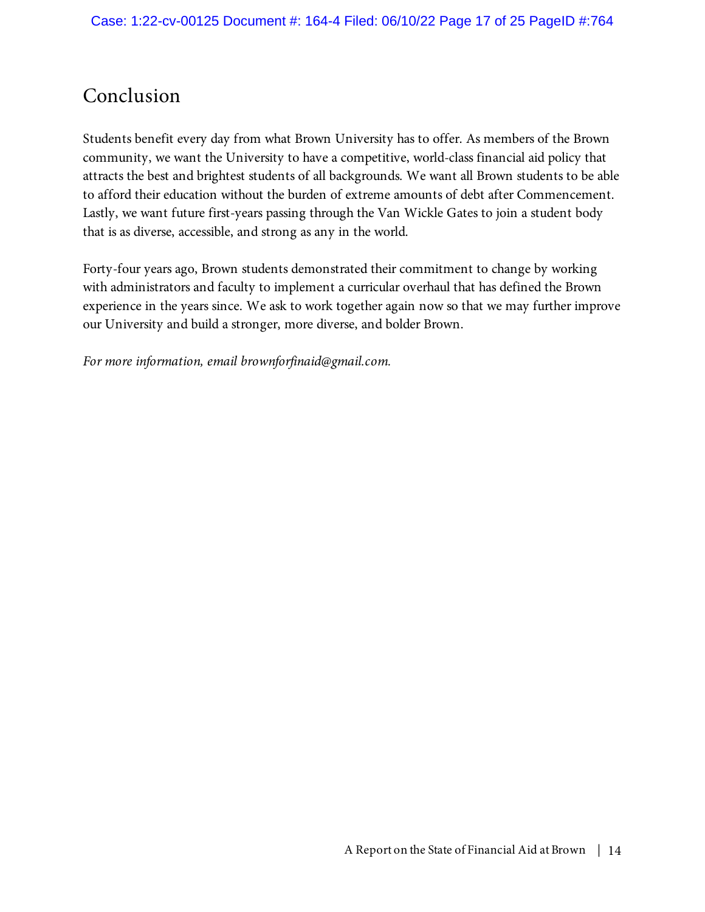# Conclusion

Students benefit every day from what Brown University has to offer. As members of the Brown community, we want the University to have a competitive, world-class financial aid policy that attracts the best and brightest students of all backgrounds. We want all Brown students to be able to afford their education without the burden of extreme amounts of debt after Commencement. Lastly, we want future first-years passing through the Van Wickle Gates to join a student body that is as diverse, accessible, and strong as any in the world.

Forty-four years ago, Brown students demonstrated their commitment to change by working with administrators and faculty to implement a curricular overhaul that has defined the Brown experience in the years since. We ask to work together again now so that we may further improve our University and build a stronger, more diverse, and bolder Brown.

*For more information, email brownforfinaid@gmail.com.*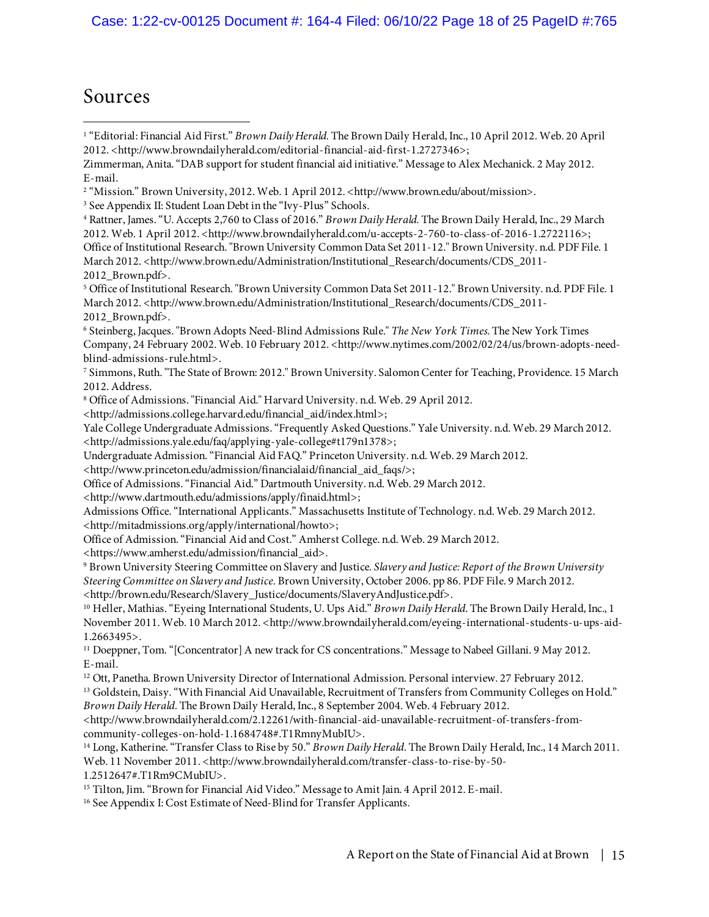# Sources

[1] "Editorial: Financial Aid First." *Brown Daily Herald.* The Brown Daily Herald, Inc., 10 April 2012. Web. 20 April 2012. <http://www.browndailyherald.com/editorial-financial-aid-first-1.2727346>;
Zimmerman, Anita. "DAB support for student financial aid initiative." Message to Alex Mechanick. 2 May 2012. E-mail.

[2] "Mission." Brown University, 2012. Web. 1 April 2012. <http://www.brown.edu/about/mission>.

[3] See Appendix II: Student Loan Debt in the "Ivy-Plus" Schools.

[4] Rattner, James. "U. Accepts 2,760 to Class of 2016." *Brown Daily Herald.* The Brown Daily Herald, Inc., 29 March 2012. Web. 1 April 2012. <http://www.browndailyherald.com/u-accepts-2-760-to-class-of-2016-1.2722116>;
Office of Institutional Research. "Brown University Common Data Set 2011-12." Brown University. n.d. PDF File. 1 March 2012. <http://www.brown.edu/Administration/Institutional_Research/documents/CDS_2011-2012_Brown.pdf>.

[5] Office of Institutional Research. "Brown University Common Data Set 2011-12." Brown University. n.d. PDF File. 1 March 2012. <http://www.brown.edu/Administration/Institutional_Research/documents/CDS_2011-2012_Brown.pdf>.

[6] Steinberg, Jacques. "Brown Adopts Need-Blind Admissions Rule." *The New York Times.* The New York Times Company, 24 February 2002. Web. 10 February 2012. <http://www.nytimes.com/2002/02/24/us/brown-adopts-need-blind-admissions-rule.html>.

[7] Simmons, Ruth. "The State of Brown: 2012." Brown University. Salomon Center for Teaching, Providence. 15 March 2012. Address.

[8] Office of Admissions. "Financial Aid." Harvard University. n.d. Web. 29 April 2012. <http://admissions.college.harvard.edu/financial_aid/index.html>;
Yale College Undergraduate Admissions. "Frequently Asked Questions." Yale University. n.d. Web. 29 March 2012. <http://admissions.yale.edu/faq/applying-yale-college#t179n1378>;
Undergraduate Admission. "Financial Aid FAQ." Princeton University. n.d. Web. 29 March 2012. <http://www.princeton.edu/admission/financialaid/financial_aid_faqs/>;
Office of Admissions. "Financial Aid." Dartmouth University. n.d. Web. 29 March 2012. <http://www.dartmouth.edu/admissions/apply/finaid.html>;
Admissions Office. "International Applicants." Massachusetts Institute of Technology. n.d. Web. 29 March 2012. <http://mitadmissions.org/apply/international/howto>;
Office of Admission. "Financial Aid and Cost." Amherst College. n.d. Web. 29 March 2012. <https://www.amherst.edu/admission/financial_aid>.

[9] Brown University Steering Committee on Slavery and Justice. *Slavery and Justice: Report of the Brown University Steering Committee on Slavery and Justice.* Brown University, October 2006. pp 86. PDF File. 9 March 2012. <http://brown.edu/Research/Slavery_Justice/documents/SlaveryAndJustice.pdf>.

[10] Heller, Mathias. "Eyeing International Students, U. Ups Aid." *Brown Daily Herald*. The Brown Daily Herald, Inc., 1 November 2011. Web. 10 March 2012. <http://www.browndailyherald.com/eyeing-international-students-u-ups-aid-1.2663495>.

[11] Doeppner, Tom. "[Concentrator] A new track for CS concentrations." Message to Nabeel Gillani. 9 May 2012. E-mail.

[12] Ott, Panetha. Brown University Director of International Admission. Personal interview. 27 February 2012.

[13] Goldstein, Daisy. "With Financial Aid Unavailable, Recruitment of Transfers from Community Colleges on Hold." *Brown Daily Herald*. The Brown Daily Herald, Inc., 8 September 2004. Web. 4 February 2012. <http://www.browndailyherald.com/2.12261/with-financial-aid-unavailable-recruitment-of-transfers-from-community-colleges-on-hold-1.1684748#.T1RmnyMubIU>.

[14] Long, Katherine. "Transfer Class to Rise by 50." *Brown Daily Herald*. The Brown Daily Herald, Inc., 14 March 2011. Web. 11 November 2011. <http://www.browndailyherald.com/transfer-class-to-rise-by-50-1.2512647#.T1Rm9CMubIU>.

[15] Tilton, Jim. "Brown for Financial Aid Video." Message to Amit Jain. 4 April 2012. E-mail.

[16] See Appendix I: Cost Estimate of Need-Blind for Transfer Applicants.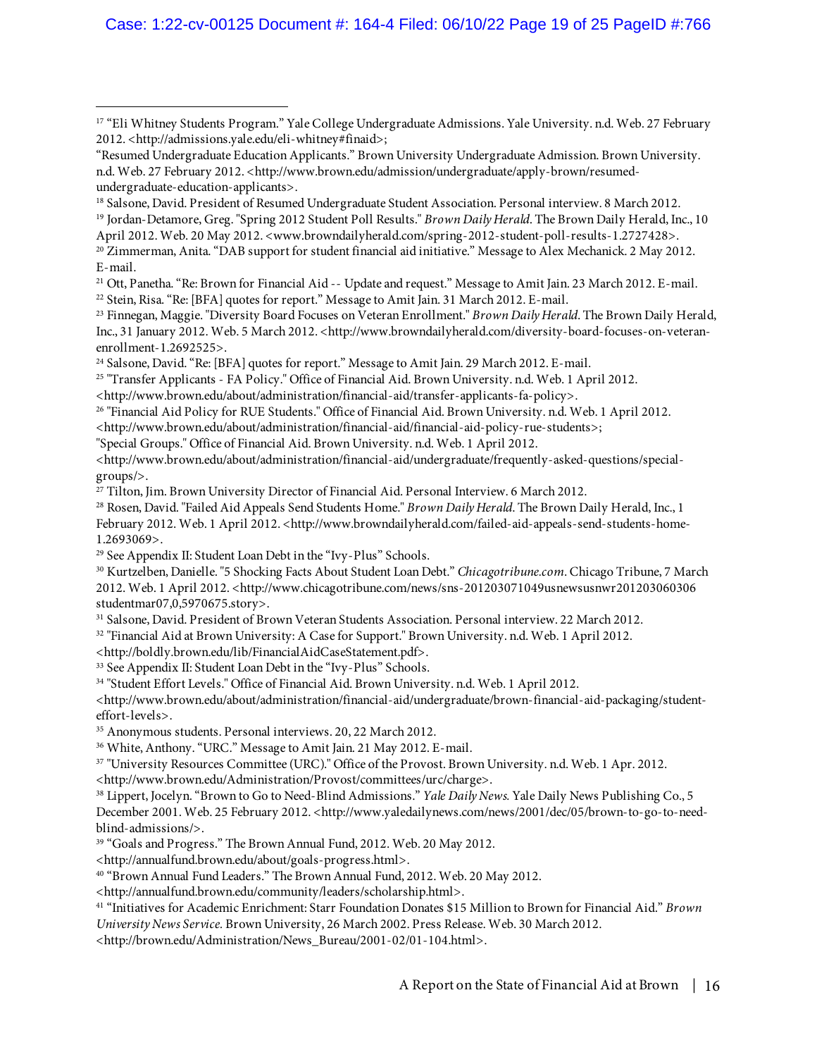[17] "Eli Whitney Students Program." Yale College Undergraduate Admissions. Yale University. n.d. Web. 27 February 2012. <http://admissions.yale.edu/eli-whitney#finaid>;

"Resumed Undergraduate Education Applicants." Brown University Undergraduate Admission. Brown University. n.d. Web. 27 February 2012. <http://www.brown.edu/admission/undergraduate/apply-brown/resumed-undergraduate-education-applicants>.

[18] Salsone, David. President of Resumed Undergraduate Student Association. Personal interview. 8 March 2012.

[19] Jordan-Detamore, Greg. "Spring 2012 Student Poll Results." *Brown Daily Herald*. The Brown Daily Herald, Inc., 10 April 2012. Web. 20 May 2012. <www.browndailyherald.com/spring-2012-student-poll-results-1.2727428>.

[20] Zimmerman, Anita. "DAB support for student financial aid initiative." Message to Alex Mechanick. 2 May 2012. E-mail.

[21] Ott, Panetha. "Re: Brown for Financial Aid -- Update and request." Message to Amit Jain. 23 March 2012. E-mail.

[22] Stein, Risa. "Re: [BFA] quotes for report." Message to Amit Jain. 31 March 2012. E-mail.

[23] Finnegan, Maggie. "Diversity Board Focuses on Veteran Enrollment." *Brown Daily Herald*. The Brown Daily Herald, Inc., 31 January 2012. Web. 5 March 2012. <http://www.browndailyherald.com/diversity-board-focuses-on-veteran-enrollment-1.2692525>.

[24] Salsone, David. "Re: [BFA] quotes for report." Message to Amit Jain. 29 March 2012. E-mail.

[25] "Transfer Applicants - FA Policy." Office of Financial Aid. Brown University. n.d. Web. 1 April 2012. <http://www.brown.edu/about/administration/financial-aid/transfer-applicants-fa-policy>.

[26] "Financial Aid Policy for RUE Students." Office of Financial Aid. Brown University. n.d. Web. 1 April 2012. <http://www.brown.edu/about/administration/financial-aid/financial-aid-policy-rue-students>;

"Special Groups." Office of Financial Aid. Brown University. n.d. Web. 1 April 2012. <http://www.brown.edu/about/administration/financial-aid/undergraduate/frequently-asked-questions/special-groups/>.

[27] Tilton, Jim. Brown University Director of Financial Aid. Personal Interview. 6 March 2012.

[28] Rosen, David. "Failed Aid Appeals Send Students Home." *Brown Daily Herald*. The Brown Daily Herald, Inc., 1 February 2012. Web. 1 April 2012. <http://www.browndailyherald.com/failed-aid-appeals-send-students-home-1.2693069>.

[29] See Appendix II: Student Loan Debt in the "Ivy-Plus" Schools.

[30] Kurtzelben, Danielle. "5 Shocking Facts About Student Loan Debt." *Chicagotribune.com*. Chicago Tribune, 7 March 2012. Web. 1 April 2012. <http://www.chicagotribune.com/news/sns-201203071049usnewsusnwr201203060306studentmar07,0,5970675.story>.

[31] Salsone, David. President of Brown Veteran Students Association. Personal interview. 22 March 2012.

[32] "Financial Aid at Brown University: A Case for Support." Brown University. n.d. Web. 1 April 2012. <http://boldly.brown.edu/lib/FinancialAidCaseStatement.pdf>.

[33] See Appendix II: Student Loan Debt in the "Ivy-Plus" Schools.

[34] "Student Effort Levels." Office of Financial Aid. Brown University. n.d. Web. 1 April 2012. <http://www.brown.edu/about/administration/financial-aid/undergraduate/brown-financial-aid-packaging/student-effort-levels>.

[35] Anonymous students. Personal interviews. 20, 22 March 2012.

[36] White, Anthony. "URC." Message to Amit Jain. 21 May 2012. E-mail.

[37] "University Resources Committee (URC)." Office of the Provost. Brown University. n.d. Web. 1 Apr. 2012. <http://www.brown.edu/Administration/Provost/committees/urc/charge>.

[38] Lippert, Jocelyn. "Brown to Go to Need-Blind Admissions." *Yale Daily News*. Yale Daily News Publishing Co., 5 December 2001. Web. 25 February 2012. <http://www.yaledailynews.com/news/2001/dec/05/brown-to-go-to-need-blind-admissions/>.

[39] "Goals and Progress." The Brown Annual Fund, 2012. Web. 20 May 2012. <http://annualfund.brown.edu/about/goals-progress.html>.

[40] "Brown Annual Fund Leaders." The Brown Annual Fund, 2012. Web. 20 May 2012. <http://annualfund.brown.edu/community/leaders/scholarship.html>.

[41] "Initiatives for Academic Enrichment: Starr Foundation Donates $15 Million to Brown for Financial Aid." *Brown University News Service*. Brown University, 26 March 2002. Press Release. Web. 30 March 2012. <http://brown.edu/Administration/News_Bureau/2001-02/01-104.html>.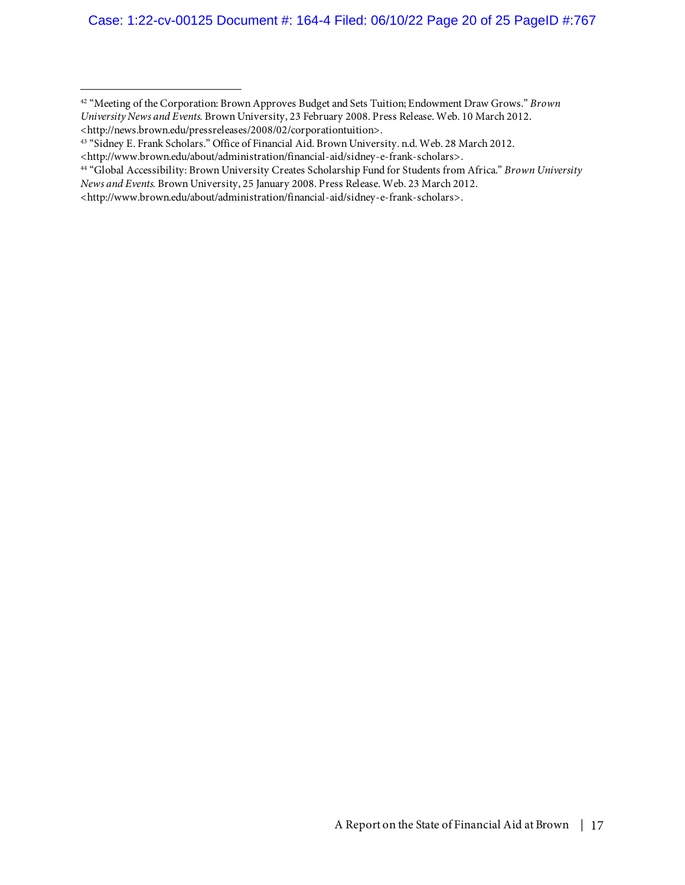[42] "Meeting of the Corporation: Brown Approves Budget and Sets Tuition; Endowment Draw Grows." *Brown University News and Events.* Brown University, 23 February 2008. Press Release. Web. 10 March 2012. <http://news.brown.edu/pressreleases/2008/02/corporationtuition>.

[43] "Sidney E. Frank Scholars." Office of Financial Aid. Brown University. n.d. Web. 28 March 2012. <http://www.brown.edu/about/administration/financial-aid/sidney-e-frank-scholars>.

[44] "Global Accessibility: Brown University Creates Scholarship Fund for Students from Africa." *Brown University News and Events.* Brown University, 25 January 2008. Press Release. Web. 23 March 2012. <http://www.brown.edu/about/administration/financial-aid/sidney-e-frank-scholars>.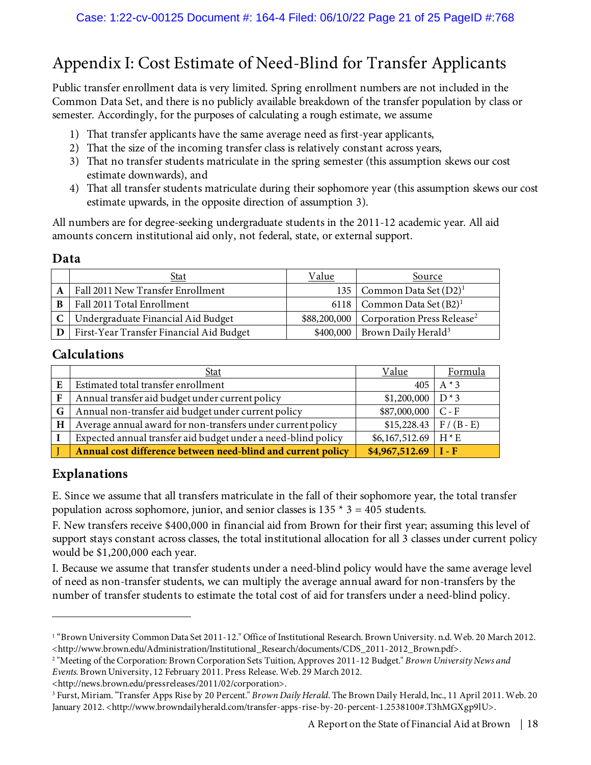# Appendix I: Cost Estimate of Need-Blind for Transfer Applicants

Public transfer enrollment data is very limited. Spring enrollment numbers are not included in the Common Data Set, and there is no publicly available breakdown of the transfer population by class or semester. Accordingly, for the purposes of calculating a rough estimate, we assume

1) That transfer applicants have the same average need as first-year applicants,
2) That the size of the incoming transfer class is relatively constant across years,
3) That no transfer students matriculate in the spring semester (this assumption skews our cost estimate downwards), and
4) That all transfer students matriculate during their sophomore year (this assumption skews our cost estimate upwards, in the opposite direction of assumption 3).

All numbers are for degree-seeking undergraduate students in the 2011-12 academic year. All aid amounts concern institutional aid only, not federal, state, or external support.

## Data

| | Stat | Value | Source |
|---|---|---|---|
| **A** | Fall 2011 New Transfer Enrollment | 135 | Common Data Set (D2)[1] |
| **B** | Fall 2011 Total Enrollment | 6118 | Common Data Set (B2)[1] |
| **C** | Undergraduate Financial Aid Budget | $88,200,000 | Corporation Press Release[2] |
| **D** | First-Year Transfer Financial Aid Budget | $400,000 | Brown Daily Herald[3] |

## Calculations

| | Stat | Value | Formula |
|---|---|---|---|
| **E** | Estimated total transfer enrollment | 405 | A * 3 |
| **F** | Annual transfer aid budget under current policy | $1,200,000 | D * 3 |
| **G** | Annual non-transfer aid budget under current policy | $87,000,000 | C - F |
| **H** | Average annual award for non-transfers under current policy | $15,228.43 | F / (B - E) |
| **I** | Expected annual transfer aid budget under a need-blind policy | $6,167,512.69 | H * E |
| **J** | **Annual cost difference between need-blind and current policy** | **$4,967,512.69** | **I - F** |

## Explanations

E. Since we assume that all transfers matriculate in the fall of their sophomore year, the total transfer population across sophomore, junior, and senior classes is 135 * 3 = 405 students.

F. New transfers receive $400,000 in financial aid from Brown for their first year; assuming this level of support stays constant across classes, the total institutional allocation for all 3 classes under current policy would be $1,200,000 each year.

I. Because we assume that transfer students under a need-blind policy would have the same average level of need as non-transfer students, we can multiply the average annual award for non-transfers by the number of transfer students to estimate the total cost of aid for transfers under a need-blind policy.

---

[1] "Brown University Common Data Set 2011-12." Office of Institutional Research. Brown University. n.d. Web. 20 March 2012. <http://www.brown.edu/Administration/Institutional_Research/documents/CDS_2011-2012_Brown.pdf>.

[2] "Meeting of the Corporation: Brown Corporation Sets Tuition, Approves 2011-12 Budget." *Brown University News and Events*. Brown University, 12 February 2011. Press Release. Web. 29 March 2012. <http://news.brown.edu/pressreleases/2011/02/corporation>.

[3] Furst, Miriam. "Transfer Apps Rise by 20 Percent." *Brown Daily Herald*. The Brown Daily Herald, Inc., 11 April 2011. Web. 20 January 2012. <http://www.browndailyherald.com/transfer-apps-rise-by-20-percent-1.2538100#.T3hMGXgp9lU>.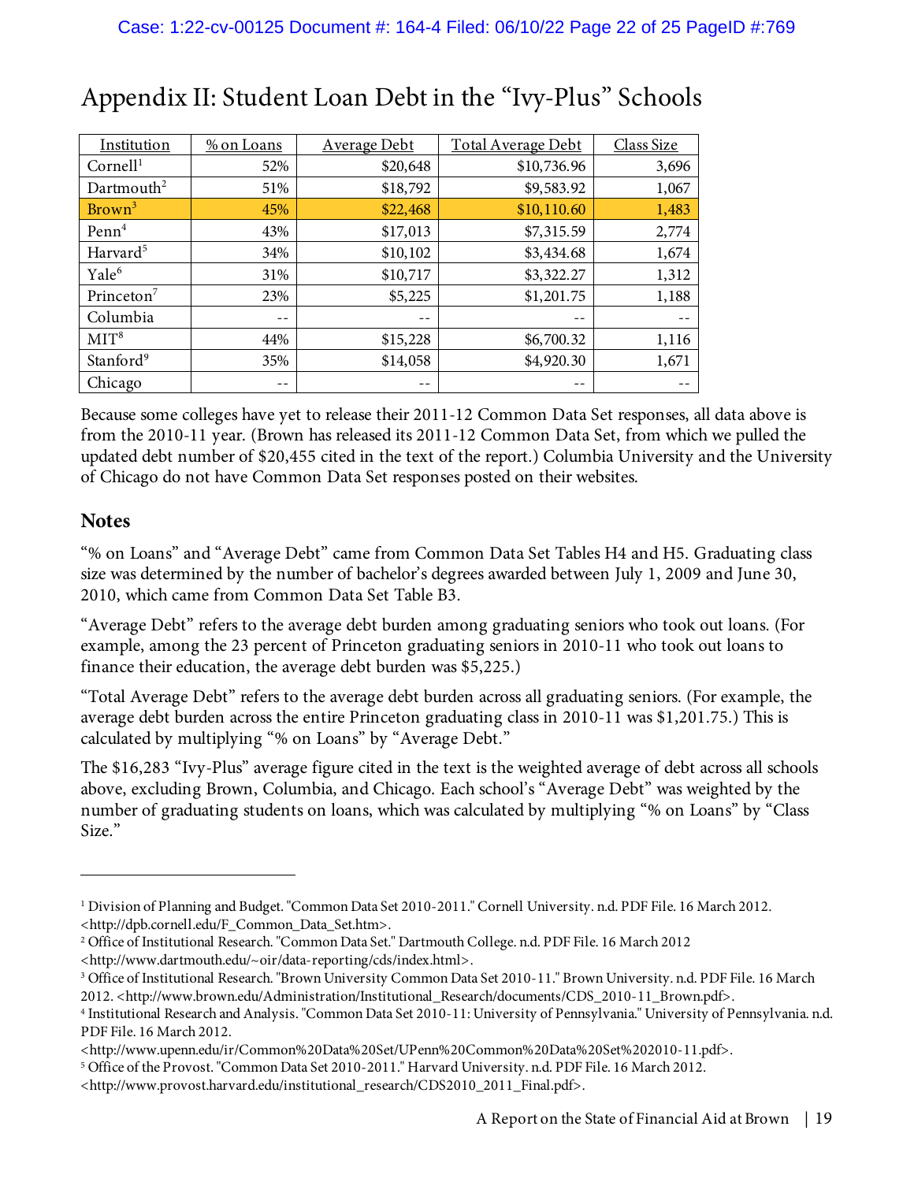# Appendix II: Student Loan Debt in the "Ivy-Plus" Schools

| Institution | % on Loans | Average Debt | Total Average Debt | Class Size |
|---|---|---|---|---|
| Cornell[1] | 52% | $20,648 | $10,736.96 | 3,696 |
| Dartmouth[2] | 51% | $18,792 | $9,583.92 | 1,067 |
| Brown[3] | 45% | $22,468 | $10,110.60 | 1,483 |
| Penn[4] | 43% | $17,013 | $7,315.59 | 2,774 |
| Harvard[5] | 34% | $10,102 | $3,434.68 | 1,674 |
| Yale[6] | 31% | $10,717 | $3,322.27 | 1,312 |
| Princeton[7] | 23% | $5,225 | $1,201.75 | 1,188 |
| Columbia | -- | -- | -- | -- |
| MIT[8] | 44% | $15,228 | $6,700.32 | 1,116 |
| Stanford[9] | 35% | $14,058 | $4,920.30 | 1,671 |
| Chicago | -- | -- | -- | -- |

Because some colleges have yet to release their 2011-12 Common Data Set responses, all data above is from the 2010-11 year. (Brown has released its 2011-12 Common Data Set, from which we pulled the updated debt number of $20,455 cited in the text of the report.) Columbia University and the University of Chicago do not have Common Data Set responses posted on their websites.

## Notes

"% on Loans" and "Average Debt" came from Common Data Set Tables H4 and H5. Graduating class size was determined by the number of bachelor's degrees awarded between July 1, 2009 and June 30, 2010, which came from Common Data Set Table B3.

"Average Debt" refers to the average debt burden among graduating seniors who took out loans. (For example, among the 23 percent of Princeton graduating seniors in 2010-11 who took out loans to finance their education, the average debt burden was $5,225.)

"Total Average Debt" refers to the average debt burden across all graduating seniors. (For example, the average debt burden across the entire Princeton graduating class in 2010-11 was $1,201.75.) This is calculated by multiplying "% on Loans" by "Average Debt."

The $16,283 "Ivy-Plus" average figure cited in the text is the weighted average of debt across all schools above, excluding Brown, Columbia, and Chicago. Each school's "Average Debt" was weighted by the number of graduating students on loans, which was calculated by multiplying "% on Loans" by "Class Size."

---

[1] Division of Planning and Budget. "Common Data Set 2010-2011." Cornell University. n.d. PDF File. 16 March 2012. <http://dpb.cornell.edu/F_Common_Data_Set.htm>.

[2] Office of Institutional Research. "Common Data Set." Dartmouth College. n.d. PDF File. 16 March 2012 <http://www.dartmouth.edu/~oir/data-reporting/cds/index.html>.

[3] Office of Institutional Research. "Brown University Common Data Set 2010-11." Brown University. n.d. PDF File. 16 March 2012. <http://www.brown.edu/Administration/Institutional_Research/documents/CDS_2010-11_Brown.pdf>.

[4] Institutional Research and Analysis. "Common Data Set 2010-11: University of Pennsylvania." University of Pennsylvania. n.d. PDF File. 16 March 2012. <http://www.upenn.edu/ir/Common%20Data%20Set/UPenn%20Common%20Data%20Set%202010-11.pdf>.

[5] Office of the Provost. "Common Data Set 2010-2011." Harvard University. n.d. PDF File. 16 March 2012. <http://www.provost.harvard.edu/institutional_research/CDS2010_2011_Final.pdf>.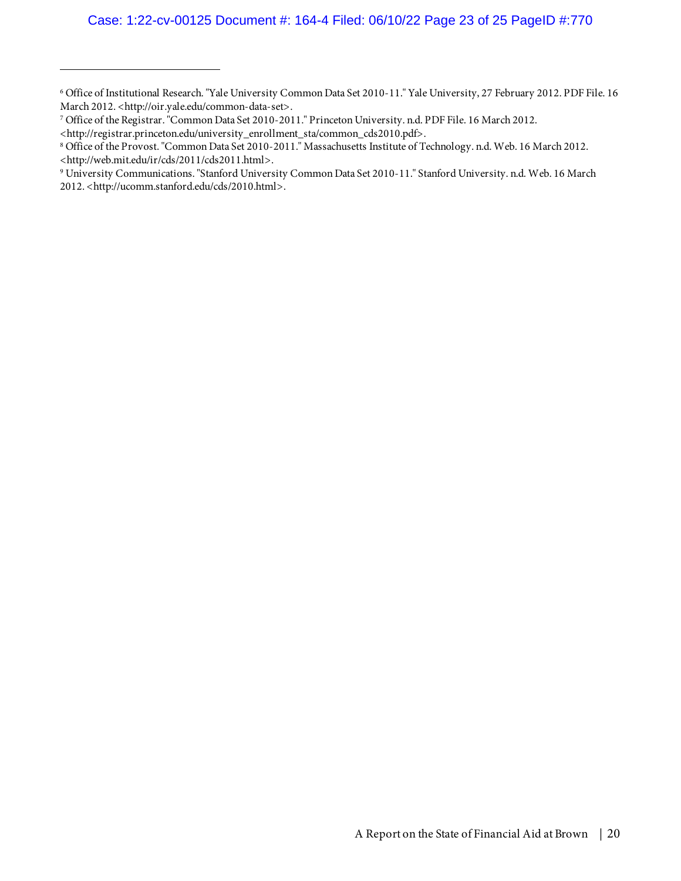[6] Office of Institutional Research. "Yale University Common Data Set 2010-11." Yale University, 27 February 2012. PDF File. 16 March 2012. <http://oir.yale.edu/common-data-set>.

[7] Office of the Registrar. "Common Data Set 2010-2011." Princeton University. n.d. PDF File. 16 March 2012. <http://registrar.princeton.edu/university_enrollment_sta/common_cds2010.pdf>.

[8] Office of the Provost. "Common Data Set 2010-2011." Massachusetts Institute of Technology. n.d. Web. 16 March 2012. <http://web.mit.edu/ir/cds/2011/cds2011.html>.

[9] University Communications. "Stanford University Common Data Set 2010-11." Stanford University. n.d. Web. 16 March 2012. <http://ucomm.stanford.edu/cds/2010.html>.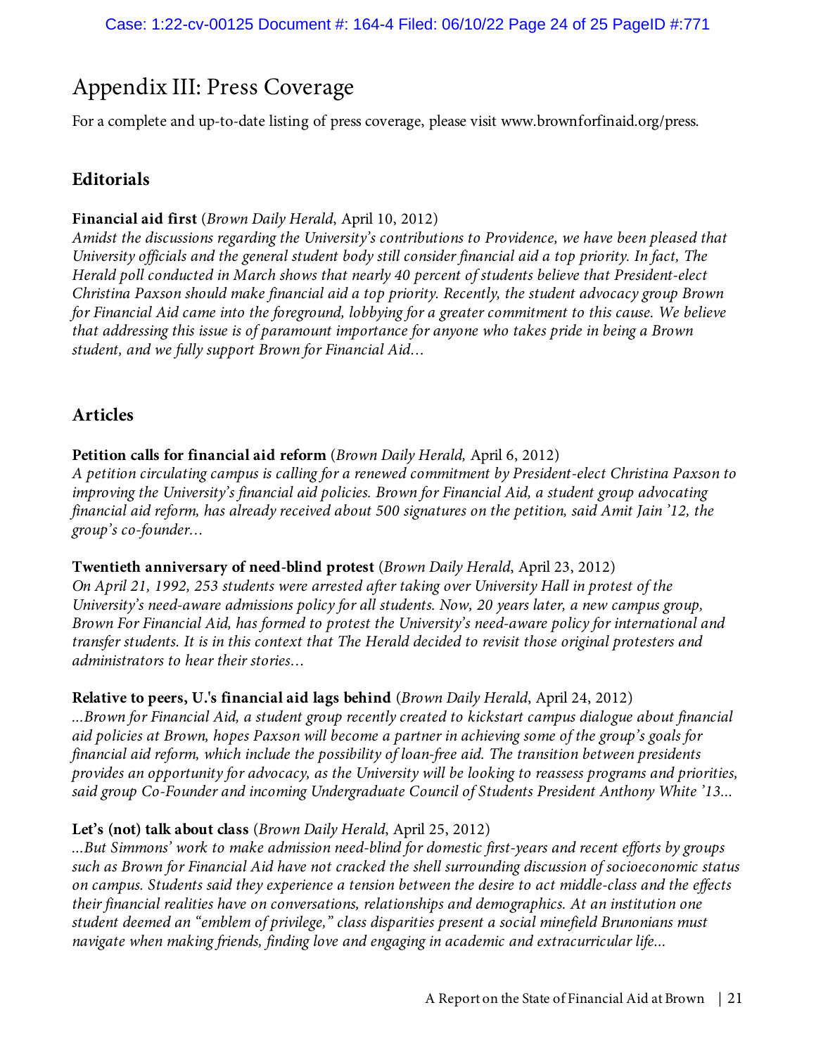# Appendix III: Press Coverage

For a complete and up-to-date listing of press coverage, please visit www.brownforfinaid.org/press.

## Editorials

**Financial aid first** (*Brown Daily Herald*, April 10, 2012)
*Amidst the discussions regarding the University's contributions to Providence, we have been pleased that University officials and the general student body still consider financial aid a top priority. In fact, The Herald poll conducted in March shows that nearly 40 percent of students believe that President-elect Christina Paxson should make financial aid a top priority. Recently, the student advocacy group Brown for Financial Aid came into the foreground, lobbying for a greater commitment to this cause. We believe that addressing this issue is of paramount importance for anyone who takes pride in being a Brown student, and we fully support Brown for Financial Aid…*

## Articles

**Petition calls for financial aid reform** (*Brown Daily Herald,* April 6, 2012)
*A petition circulating campus is calling for a renewed commitment by President-elect Christina Paxson to improving the University's financial aid policies. Brown for Financial Aid, a student group advocating financial aid reform, has already received about 500 signatures on the petition, said Amit Jain '12, the group's co-founder…*

**Twentieth anniversary of need-blind protest** (*Brown Daily Herald*, April 23, 2012)
*On April 21, 1992, 253 students were arrested after taking over University Hall in protest of the University's need-aware admissions policy for all students. Now, 20 years later, a new campus group, Brown For Financial Aid, has formed to protest the University's need-aware policy for international and transfer students. It is in this context that The Herald decided to revisit those original protesters and administrators to hear their stories…*

**Relative to peers, U.'s financial aid lags behind** (*Brown Daily Herald*, April 24, 2012)
*...Brown for Financial Aid, a student group recently created to kickstart campus dialogue about financial aid policies at Brown, hopes Paxson will become a partner in achieving some of the group's goals for financial aid reform, which include the possibility of loan-free aid. The transition between presidents provides an opportunity for advocacy, as the University will be looking to reassess programs and priorities, said group Co-Founder and incoming Undergraduate Council of Students President Anthony White '13...*

**Let's (not) talk about class** (*Brown Daily Herald*, April 25, 2012)
*...But Simmons' work to make admission need-blind for domestic first-years and recent efforts by groups such as Brown for Financial Aid have not cracked the shell surrounding discussion of socioeconomic status on campus. Students said they experience a tension between the desire to act middle-class and the effects their financial realities have on conversations, relationships and demographics. At an institution one student deemed an "emblem of privilege," class disparities present a social minefield Brunonians must navigate when making friends, finding love and engaging in academic and extracurricular life...*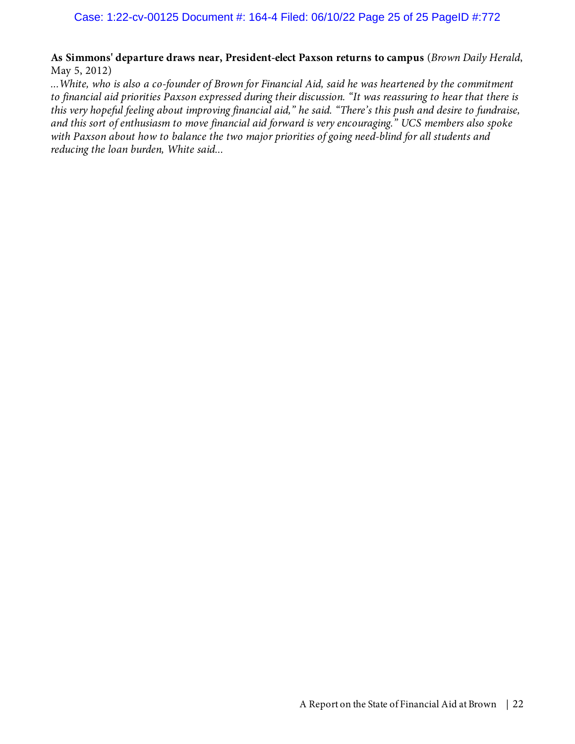**As Simmons' departure draws near, President-elect Paxson returns to campus** (*Brown Daily Herald*, May 5, 2012)

*...White, who is also a co-founder of Brown for Financial Aid, said he was heartened by the commitment to financial aid priorities Paxson expressed during their discussion. "It was reassuring to hear that there is this very hopeful feeling about improving financial aid," he said. "There's this push and desire to fundraise, and this sort of enthusiasm to move financial aid forward is very encouraging." UCS members also spoke with Paxson about how to balance the two major priorities of going need-blind for all students and reducing the loan burden, White said...*